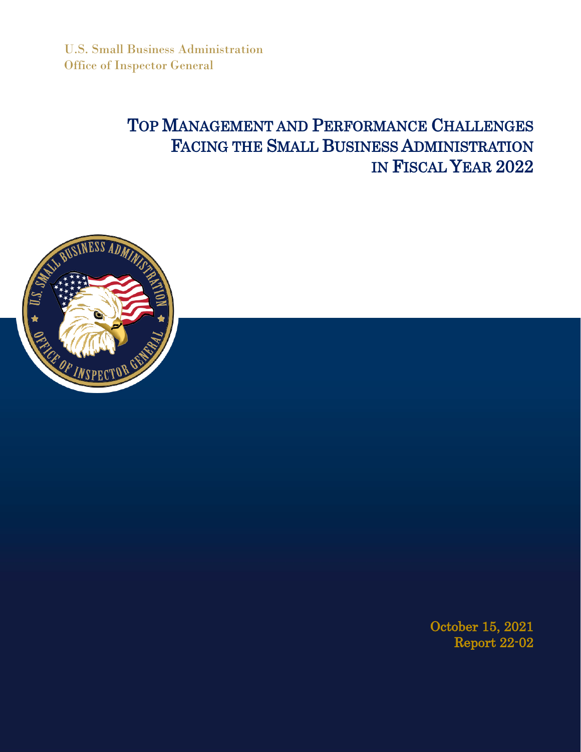U.S. Small Business Administration
Office of Inspector General

# Top Management and Performance Challenges Facing the Small Business Administration in Fiscal Year 2022

October 15, 2021
Report 22-02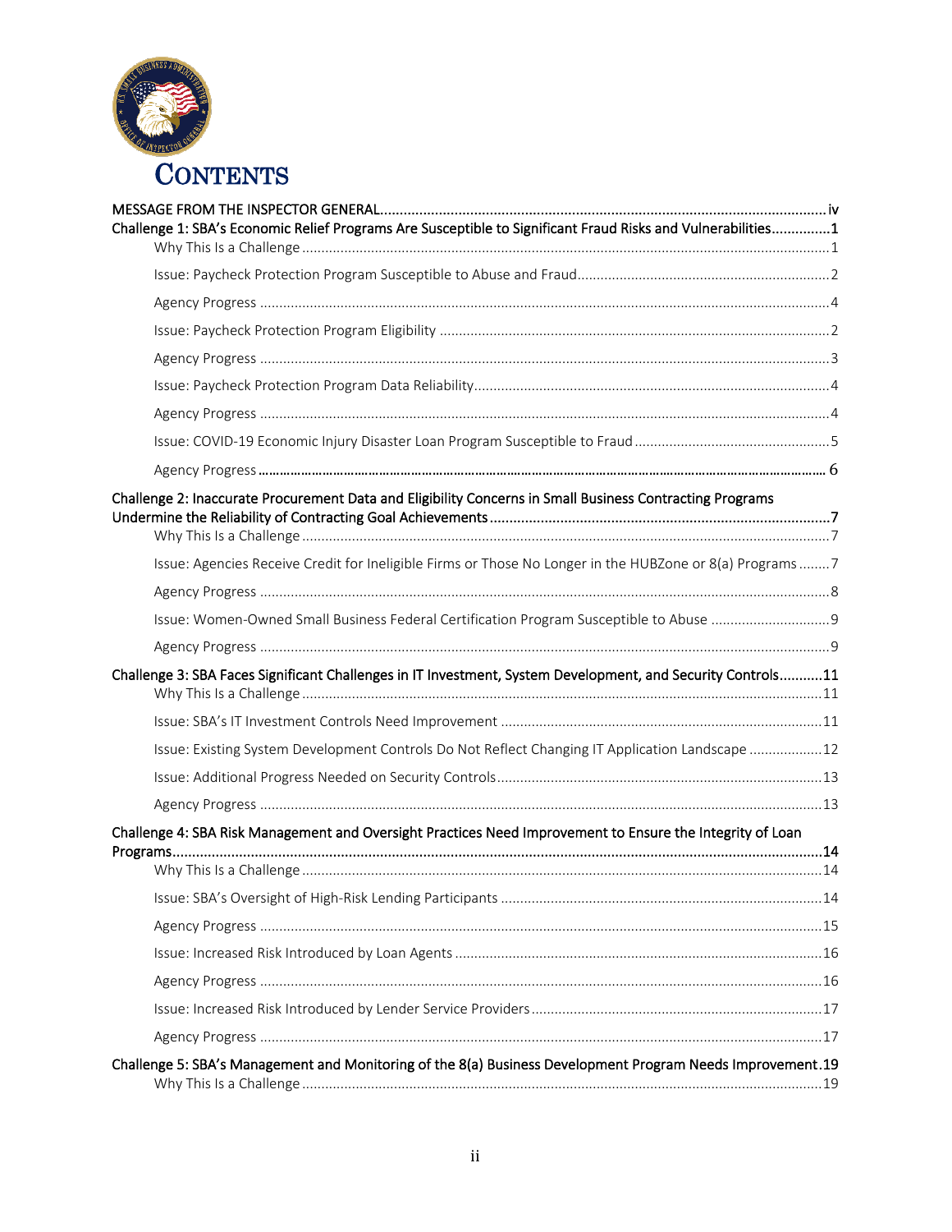# CONTENTS

MESSAGE FROM THE INSPECTOR GENERAL ..... iv

**Challenge 1: SBA's Economic Relief Programs Are Susceptible to Significant Fraud Risks and Vulnerabilities ..... 1**

- Why This Is a Challenge ..... 1
- Issue: Paycheck Protection Program Susceptible to Abuse and Fraud ..... 2
- Agency Progress ..... 4
- Issue: Paycheck Protection Program Eligibility ..... 2
- Agency Progress ..... 3
- Issue: Paycheck Protection Program Data Reliability ..... 4
- Agency Progress ..... 4
- Issue: COVID-19 Economic Injury Disaster Loan Program Susceptible to Fraud ..... 5
- Agency Progress ..... 6

**Challenge 2: Inaccurate Procurement Data and Eligibility Concerns in Small Business Contracting Programs Undermine the Reliability of Contracting Goal Achievements ..... 7**

- Why This Is a Challenge ..... 7
- Issue: Agencies Receive Credit for Ineligible Firms or Those No Longer in the HUBZone or 8(a) Programs ..... 7
- Agency Progress ..... 8
- Issue: Women-Owned Small Business Federal Certification Program Susceptible to Abuse ..... 9
- Agency Progress ..... 9

**Challenge 3: SBA Faces Significant Challenges in IT Investment, System Development, and Security Controls ..... 11**

- Why This Is a Challenge ..... 11
- Issue: SBA's IT Investment Controls Need Improvement ..... 11
- Issue: Existing System Development Controls Do Not Reflect Changing IT Application Landscape ..... 12
- Issue: Additional Progress Needed on Security Controls ..... 13
- Agency Progress ..... 13

**Challenge 4: SBA Risk Management and Oversight Practices Need Improvement to Ensure the Integrity of Loan Programs ..... 14**

- Why This Is a Challenge ..... 14
- Issue: SBA's Oversight of High-Risk Lending Participants ..... 14
- Agency Progress ..... 15
- Issue: Increased Risk Introduced by Loan Agents ..... 16
- Agency Progress ..... 16
- Issue: Increased Risk Introduced by Lender Service Providers ..... 17
- Agency Progress ..... 17

**Challenge 5: SBA's Management and Monitoring of the 8(a) Business Development Program Needs Improvement ..... 19**

- Why This Is a Challenge ..... 19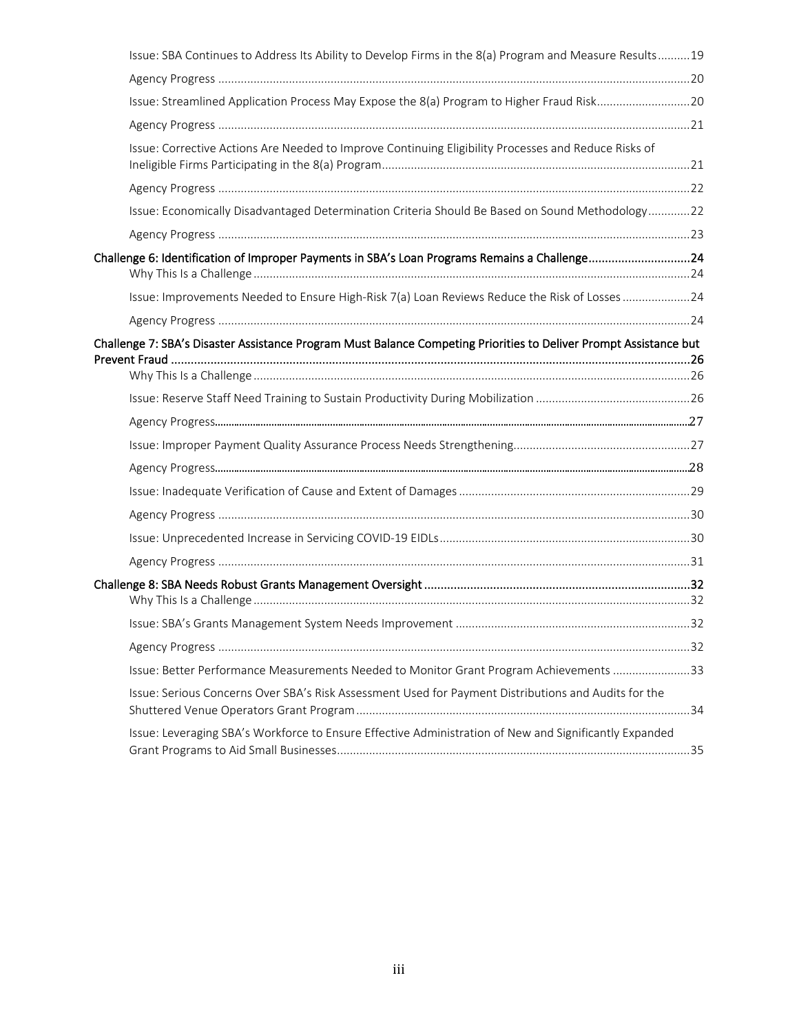Issue: SBA Continues to Address Its Ability to Develop Firms in the 8(a) Program and Measure Results .......... 19

Agency Progress .......... 20

Issue: Streamlined Application Process May Expose the 8(a) Program to Higher Fraud Risk .......... 20

Agency Progress .......... 21

Issue: Corrective Actions Are Needed to Improve Continuing Eligibility Processes and Reduce Risks of Ineligible Firms Participating in the 8(a) Program .......... 21

Agency Progress .......... 22

Issue: Economically Disadvantaged Determination Criteria Should Be Based on Sound Methodology .......... 22

Agency Progress .......... 23

**Challenge 6: Identification of Improper Payments in SBA's Loan Programs Remains a Challenge .......... 24**

Why This Is a Challenge .......... 24

Issue: Improvements Needed to Ensure High-Risk 7(a) Loan Reviews Reduce the Risk of Losses .......... 24

Agency Progress .......... 24

**Challenge 7: SBA's Disaster Assistance Program Must Balance Competing Priorities to Deliver Prompt Assistance but Prevent Fraud .......... 26**

Why This Is a Challenge .......... 26

Issue: Reserve Staff Need Training to Sustain Productivity During Mobilization .......... 26

Agency Progress .......... 27

Issue: Improper Payment Quality Assurance Process Needs Strengthening .......... 27

Agency Progress .......... 28

Issue: Inadequate Verification of Cause and Extent of Damages .......... 29

Agency Progress .......... 30

Issue: Unprecedented Increase in Servicing COVID-19 EIDLs .......... 30

Agency Progress .......... 31

**Challenge 8: SBA Needs Robust Grants Management Oversight .......... 32**

Why This Is a Challenge .......... 32

Issue: SBA's Grants Management System Needs Improvement .......... 32

Agency Progress .......... 32

Issue: Better Performance Measurements Needed to Monitor Grant Program Achievements .......... 33

Issue: Serious Concerns Over SBA's Risk Assessment Used for Payment Distributions and Audits for the Shuttered Venue Operators Grant Program .......... 34

Issue: Leveraging SBA's Workforce to Ensure Effective Administration of New and Significantly Expanded Grant Programs to Aid Small Businesses .......... 35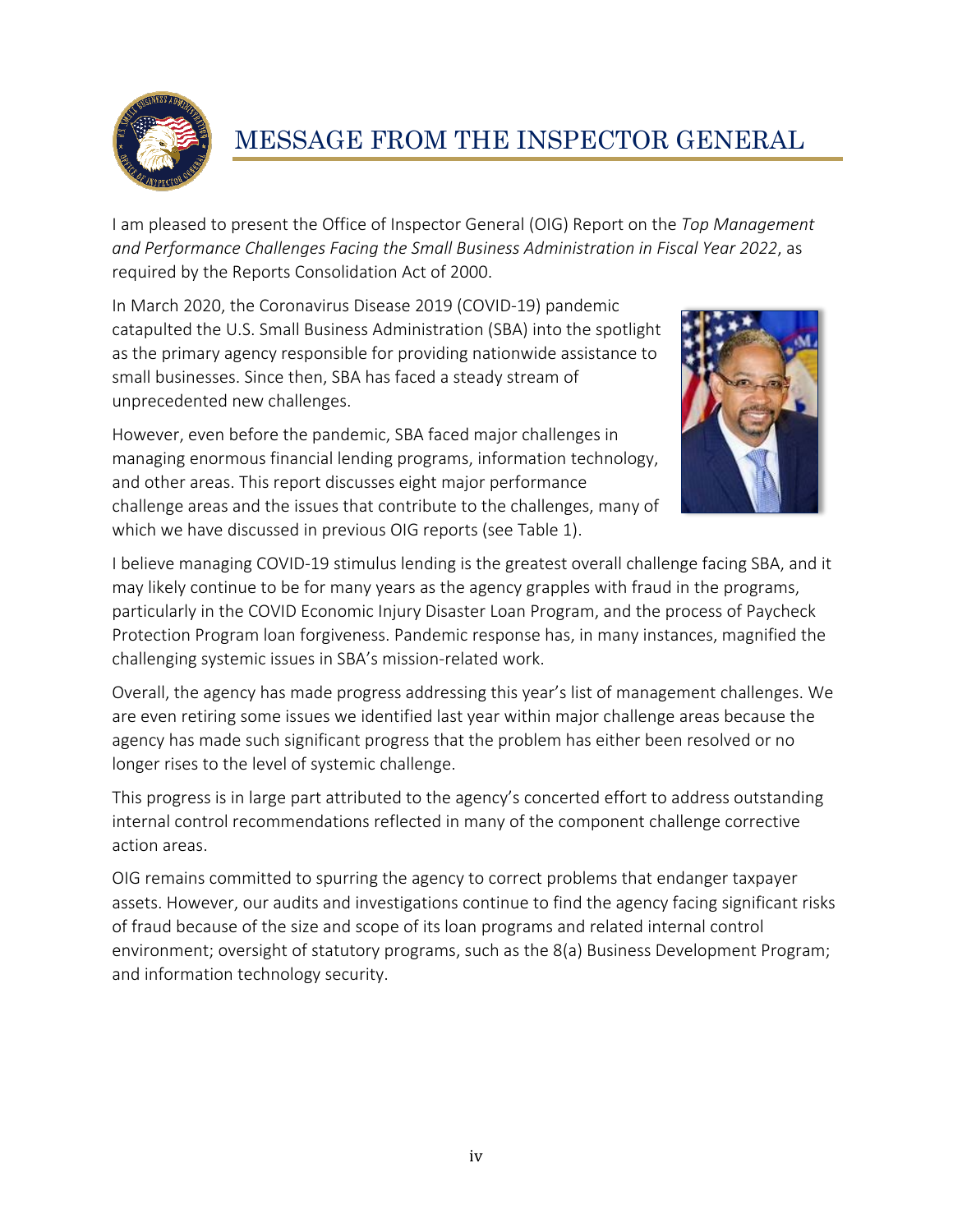# MESSAGE FROM THE INSPECTOR GENERAL

I am pleased to present the Office of Inspector General (OIG) Report on the *Top Management and Performance Challenges Facing the Small Business Administration in Fiscal Year 2022*, as required by the Reports Consolidation Act of 2000.

In March 2020, the Coronavirus Disease 2019 (COVID-19) pandemic catapulted the U.S. Small Business Administration (SBA) into the spotlight as the primary agency responsible for providing nationwide assistance to small businesses. Since then, SBA has faced a steady stream of unprecedented new challenges.

However, even before the pandemic, SBA faced major challenges in managing enormous financial lending programs, information technology, and other areas. This report discusses eight major performance challenge areas and the issues that contribute to the challenges, many of which we have discussed in previous OIG reports (see Table 1).

I believe managing COVID-19 stimulus lending is the greatest overall challenge facing SBA, and it may likely continue to be for many years as the agency grapples with fraud in the programs, particularly in the COVID Economic Injury Disaster Loan Program, and the process of Paycheck Protection Program loan forgiveness. Pandemic response has, in many instances, magnified the challenging systemic issues in SBA's mission-related work.

Overall, the agency has made progress addressing this year's list of management challenges. We are even retiring some issues we identified last year within major challenge areas because the agency has made such significant progress that the problem has either been resolved or no longer rises to the level of systemic challenge.

This progress is in large part attributed to the agency's concerted effort to address outstanding internal control recommendations reflected in many of the component challenge corrective action areas.

OIG remains committed to spurring the agency to correct problems that endanger taxpayer assets. However, our audits and investigations continue to find the agency facing significant risks of fraud because of the size and scope of its loan programs and related internal control environment; oversight of statutory programs, such as the 8(a) Business Development Program; and information technology security.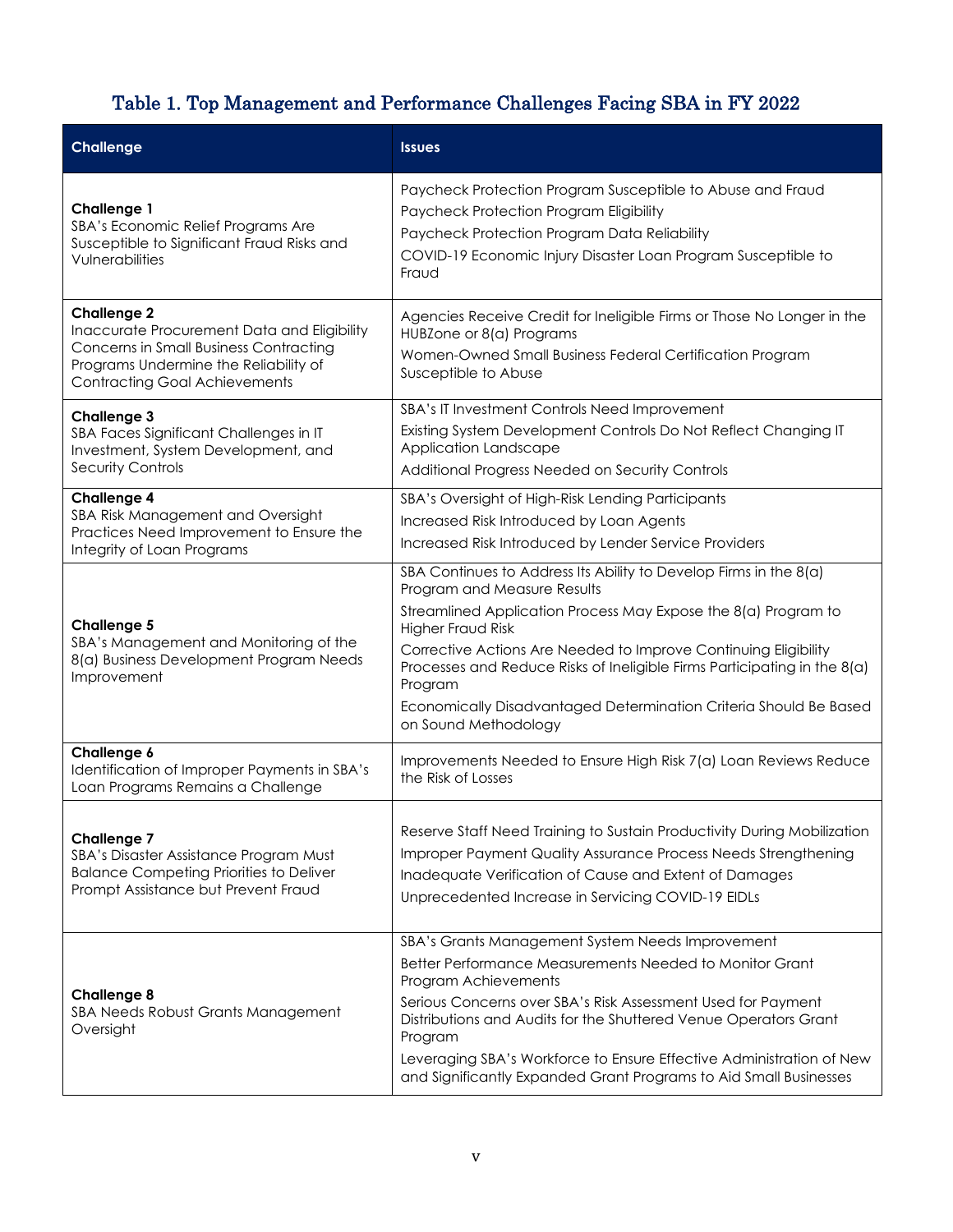## Table 1. Top Management and Performance Challenges Facing SBA in FY 2022

| Challenge | Issues |
| --- | --- |
| **Challenge 1**<br>SBA's Economic Relief Programs Are Susceptible to Significant Fraud Risks and Vulnerabilities | Paycheck Protection Program Susceptible to Abuse and Fraud<br>Paycheck Protection Program Eligibility<br>Paycheck Protection Program Data Reliability<br>COVID-19 Economic Injury Disaster Loan Program Susceptible to Fraud |
| **Challenge 2**<br>Inaccurate Procurement Data and Eligibility Concerns in Small Business Contracting Programs Undermine the Reliability of Contracting Goal Achievements | Agencies Receive Credit for Ineligible Firms or Those No Longer in the HUBZone or 8(a) Programs<br>Women-Owned Small Business Federal Certification Program Susceptible to Abuse |
| **Challenge 3**<br>SBA Faces Significant Challenges in IT Investment, System Development, and Security Controls | SBA's IT Investment Controls Need Improvement<br>Existing System Development Controls Do Not Reflect Changing IT Application Landscape<br>Additional Progress Needed on Security Controls |
| **Challenge 4**<br>SBA Risk Management and Oversight Practices Need Improvement to Ensure the Integrity of Loan Programs | SBA's Oversight of High-Risk Lending Participants<br>Increased Risk Introduced by Loan Agents<br>Increased Risk Introduced by Lender Service Providers |
| **Challenge 5**<br>SBA's Management and Monitoring of the 8(a) Business Development Program Needs Improvement | SBA Continues to Address Its Ability to Develop Firms in the 8(a) Program and Measure Results<br>Streamlined Application Process May Expose the 8(a) Program to Higher Fraud Risk<br>Corrective Actions Are Needed to Improve Continuing Eligibility Processes and Reduce Risks of Ineligible Firms Participating in the 8(a) Program<br>Economically Disadvantaged Determination Criteria Should Be Based on Sound Methodology |
| **Challenge 6**<br>Identification of Improper Payments in SBA's Loan Programs Remains a Challenge | Improvements Needed to Ensure High Risk 7(a) Loan Reviews Reduce the Risk of Losses |
| **Challenge 7**<br>SBA's Disaster Assistance Program Must Balance Competing Priorities to Deliver Prompt Assistance but Prevent Fraud | Reserve Staff Need Training to Sustain Productivity During Mobilization<br>Improper Payment Quality Assurance Process Needs Strengthening<br>Inadequate Verification of Cause and Extent of Damages<br>Unprecedented Increase in Servicing COVID-19 EIDLs |
| **Challenge 8**<br>SBA Needs Robust Grants Management Oversight | SBA's Grants Management System Needs Improvement<br>Better Performance Measurements Needed to Monitor Grant Program Achievements<br>Serious Concerns over SBA's Risk Assessment Used for Payment Distributions and Audits for the Shuttered Venue Operators Grant Program<br>Leveraging SBA's Workforce to Ensure Effective Administration of New and Significantly Expanded Grant Programs to Aid Small Businesses |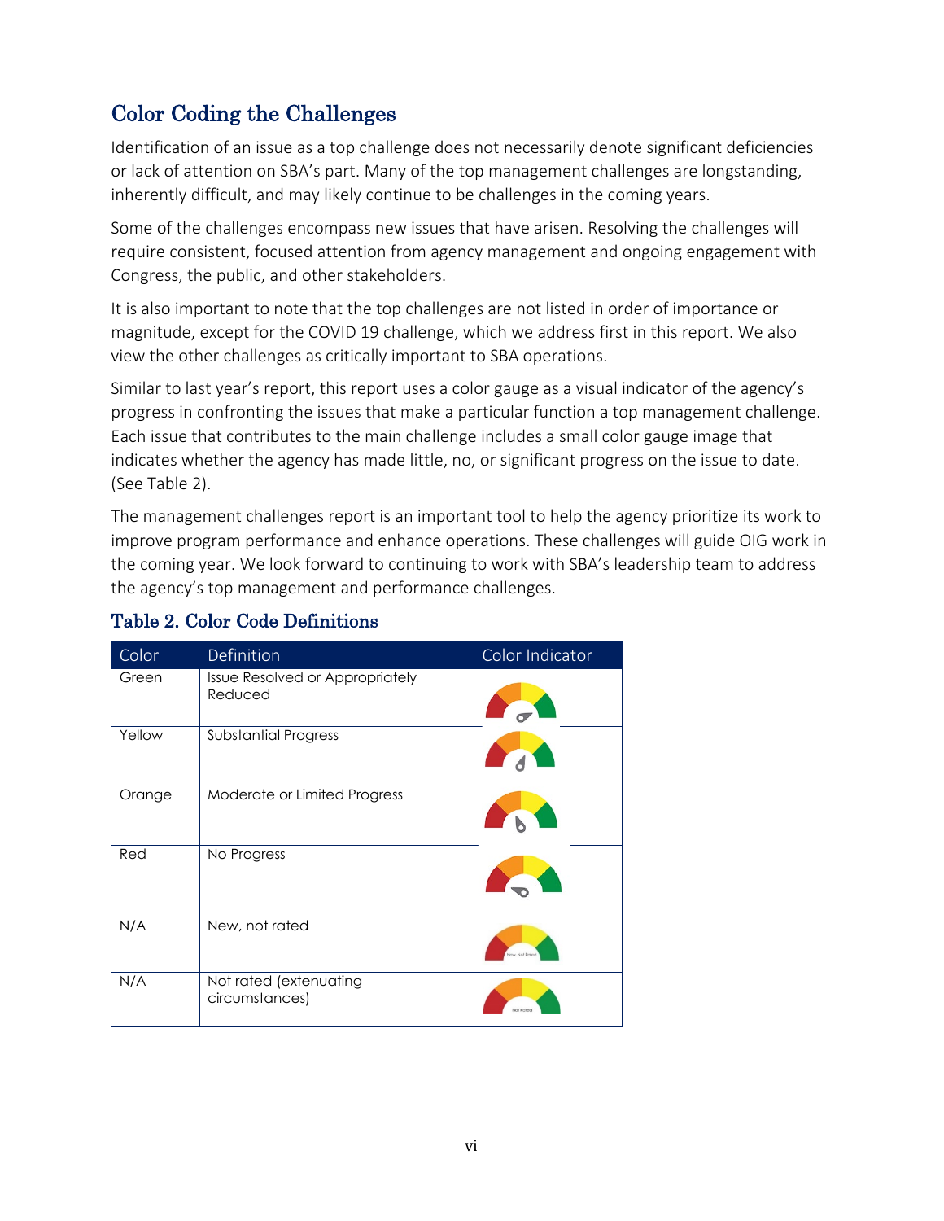## Color Coding the Challenges

Identification of an issue as a top challenge does not necessarily denote significant deficiencies or lack of attention on SBA's part. Many of the top management challenges are longstanding, inherently difficult, and may likely continue to be challenges in the coming years.

Some of the challenges encompass new issues that have arisen. Resolving the challenges will require consistent, focused attention from agency management and ongoing engagement with Congress, the public, and other stakeholders.

It is also important to note that the top challenges are not listed in order of importance or magnitude, except for the COVID 19 challenge, which we address first in this report. We also view the other challenges as critically important to SBA operations.

Similar to last year's report, this report uses a color gauge as a visual indicator of the agency's progress in confronting the issues that make a particular function a top management challenge. Each issue that contributes to the main challenge includes a small color gauge image that indicates whether the agency has made little, no, or significant progress on the issue to date. (See Table 2).

The management challenges report is an important tool to help the agency prioritize its work to improve program performance and enhance operations. These challenges will guide OIG work in the coming year. We look forward to continuing to work with SBA's leadership team to address the agency's top management and performance challenges.

### Table 2. Color Code Definitions

| Color | Definition | Color Indicator |
|---|---|---|
| Green | Issue Resolved or Appropriately Reduced | |
| Yellow | Substantial Progress | |
| Orange | Moderate or Limited Progress | |
| Red | No Progress | |
| N/A | New, not rated | New, Not Rated |
| N/A | Not rated (extenuating circumstances) | Not Rated |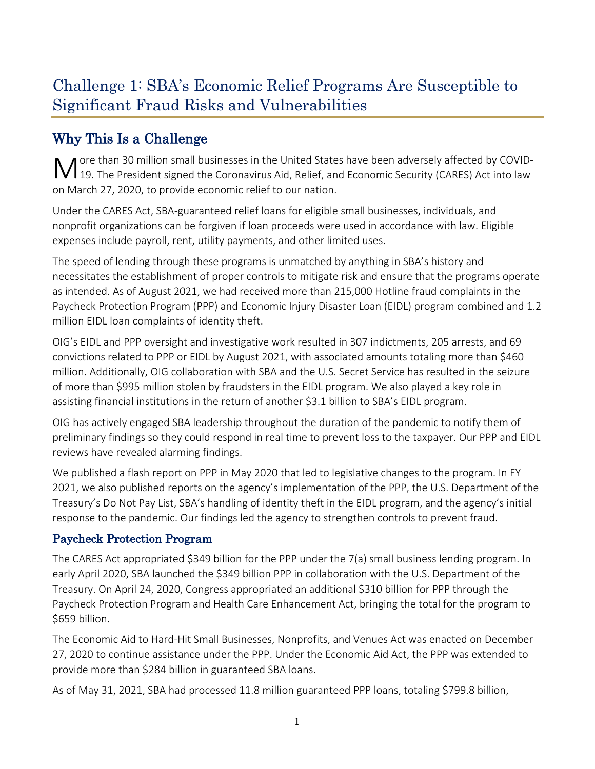# Challenge 1: SBA's Economic Relief Programs Are Susceptible to Significant Fraud Risks and Vulnerabilities

## Why This Is a Challenge

More than 30 million small businesses in the United States have been adversely affected by COVID-19. The President signed the Coronavirus Aid, Relief, and Economic Security (CARES) Act into law on March 27, 2020, to provide economic relief to our nation.

Under the CARES Act, SBA-guaranteed relief loans for eligible small businesses, individuals, and nonprofit organizations can be forgiven if loan proceeds were used in accordance with law. Eligible expenses include payroll, rent, utility payments, and other limited uses.

The speed of lending through these programs is unmatched by anything in SBA's history and necessitates the establishment of proper controls to mitigate risk and ensure that the programs operate as intended. As of August 2021, we had received more than 215,000 Hotline fraud complaints in the Paycheck Protection Program (PPP) and Economic Injury Disaster Loan (EIDL) program combined and 1.2 million EIDL loan complaints of identity theft.

OIG's EIDL and PPP oversight and investigative work resulted in 307 indictments, 205 arrests, and 69 convictions related to PPP or EIDL by August 2021, with associated amounts totaling more than $460 million. Additionally, OIG collaboration with SBA and the U.S. Secret Service has resulted in the seizure of more than $995 million stolen by fraudsters in the EIDL program. We also played a key role in assisting financial institutions in the return of another $3.1 billion to SBA's EIDL program.

OIG has actively engaged SBA leadership throughout the duration of the pandemic to notify them of preliminary findings so they could respond in real time to prevent loss to the taxpayer. Our PPP and EIDL reviews have revealed alarming findings.

We published a flash report on PPP in May 2020 that led to legislative changes to the program. In FY 2021, we also published reports on the agency's implementation of the PPP, the U.S. Department of the Treasury's Do Not Pay List, SBA's handling of identity theft in the EIDL program, and the agency's initial response to the pandemic. Our findings led the agency to strengthen controls to prevent fraud.

### Paycheck Protection Program

The CARES Act appropriated $349 billion for the PPP under the 7(a) small business lending program. In early April 2020, SBA launched the $349 billion PPP in collaboration with the U.S. Department of the Treasury. On April 24, 2020, Congress appropriated an additional $310 billion for PPP through the Paycheck Protection Program and Health Care Enhancement Act, bringing the total for the program to $659 billion.

The Economic Aid to Hard-Hit Small Businesses, Nonprofits, and Venues Act was enacted on December 27, 2020 to continue assistance under the PPP. Under the Economic Aid Act, the PPP was extended to provide more than $284 billion in guaranteed SBA loans.

As of May 31, 2021, SBA had processed 11.8 million guaranteed PPP loans, totaling $799.8 billion,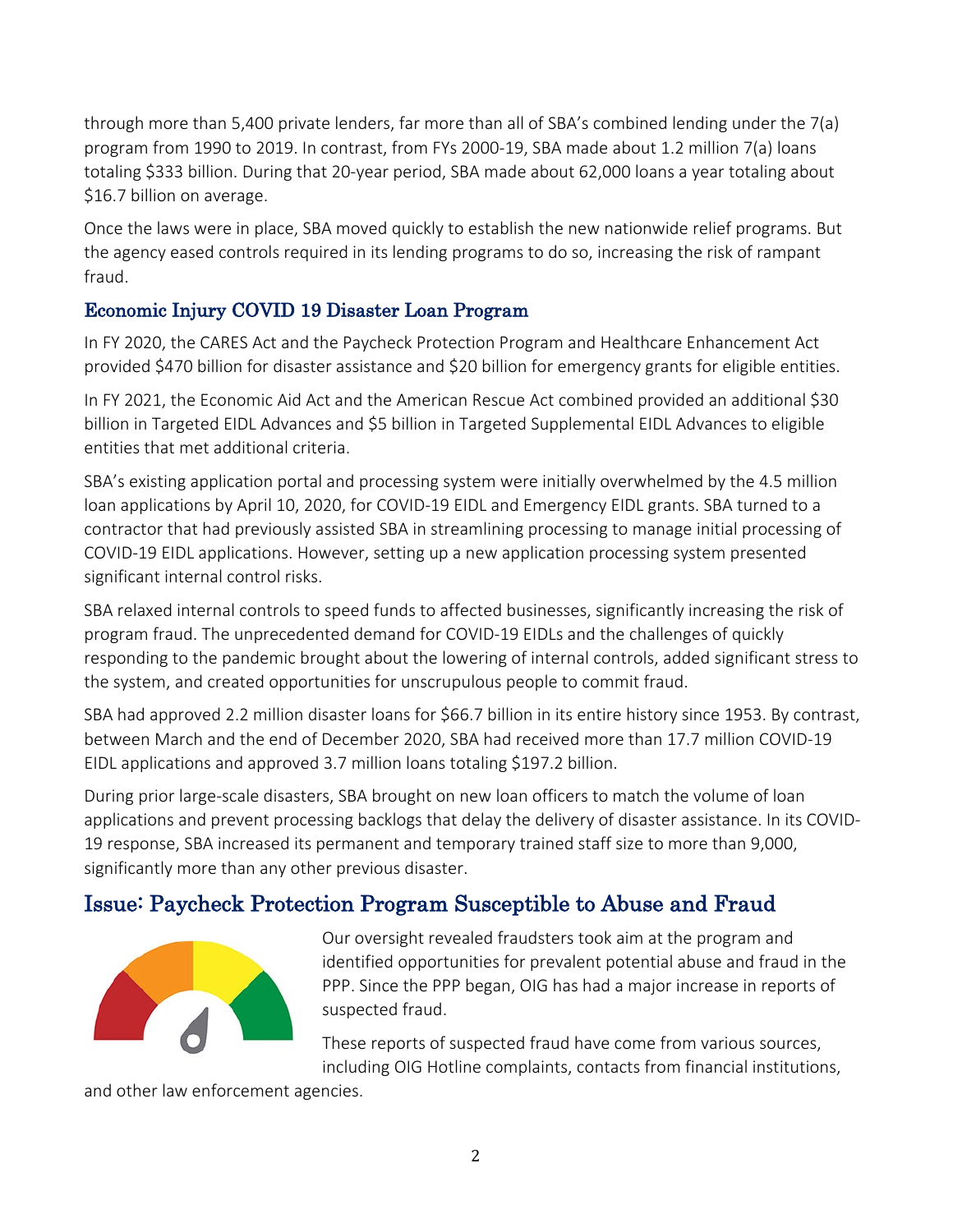through more than 5,400 private lenders, far more than all of SBA's combined lending under the 7(a) program from 1990 to 2019. In contrast, from FYs 2000-19, SBA made about 1.2 million 7(a) loans totaling $333 billion. During that 20-year period, SBA made about 62,000 loans a year totaling about $16.7 billion on average.

Once the laws were in place, SBA moved quickly to establish the new nationwide relief programs. But the agency eased controls required in its lending programs to do so, increasing the risk of rampant fraud.

### Economic Injury COVID 19 Disaster Loan Program

In FY 2020, the CARES Act and the Paycheck Protection Program and Healthcare Enhancement Act provided $470 billion for disaster assistance and $20 billion for emergency grants for eligible entities.

In FY 2021, the Economic Aid Act and the American Rescue Act combined provided an additional $30 billion in Targeted EIDL Advances and $5 billion in Targeted Supplemental EIDL Advances to eligible entities that met additional criteria.

SBA's existing application portal and processing system were initially overwhelmed by the 4.5 million loan applications by April 10, 2020, for COVID-19 EIDL and Emergency EIDL grants. SBA turned to a contractor that had previously assisted SBA in streamlining processing to manage initial processing of COVID-19 EIDL applications. However, setting up a new application processing system presented significant internal control risks.

SBA relaxed internal controls to speed funds to affected businesses, significantly increasing the risk of program fraud. The unprecedented demand for COVID-19 EIDLs and the challenges of quickly responding to the pandemic brought about the lowering of internal controls, added significant stress to the system, and created opportunities for unscrupulous people to commit fraud.

SBA had approved 2.2 million disaster loans for $66.7 billion in its entire history since 1953. By contrast, between March and the end of December 2020, SBA had received more than 17.7 million COVID-19 EIDL applications and approved 3.7 million loans totaling $197.2 billion.

During prior large-scale disasters, SBA brought on new loan officers to match the volume of loan applications and prevent processing backlogs that delay the delivery of disaster assistance. In its COVID-19 response, SBA increased its permanent and temporary trained staff size to more than 9,000, significantly more than any other previous disaster.

## Issue: Paycheck Protection Program Susceptible to Abuse and Fraud

Our oversight revealed fraudsters took aim at the program and identified opportunities for prevalent potential abuse and fraud in the PPP. Since the PPP began, OIG has had a major increase in reports of suspected fraud.

These reports of suspected fraud have come from various sources, including OIG Hotline complaints, contacts from financial institutions, and other law enforcement agencies.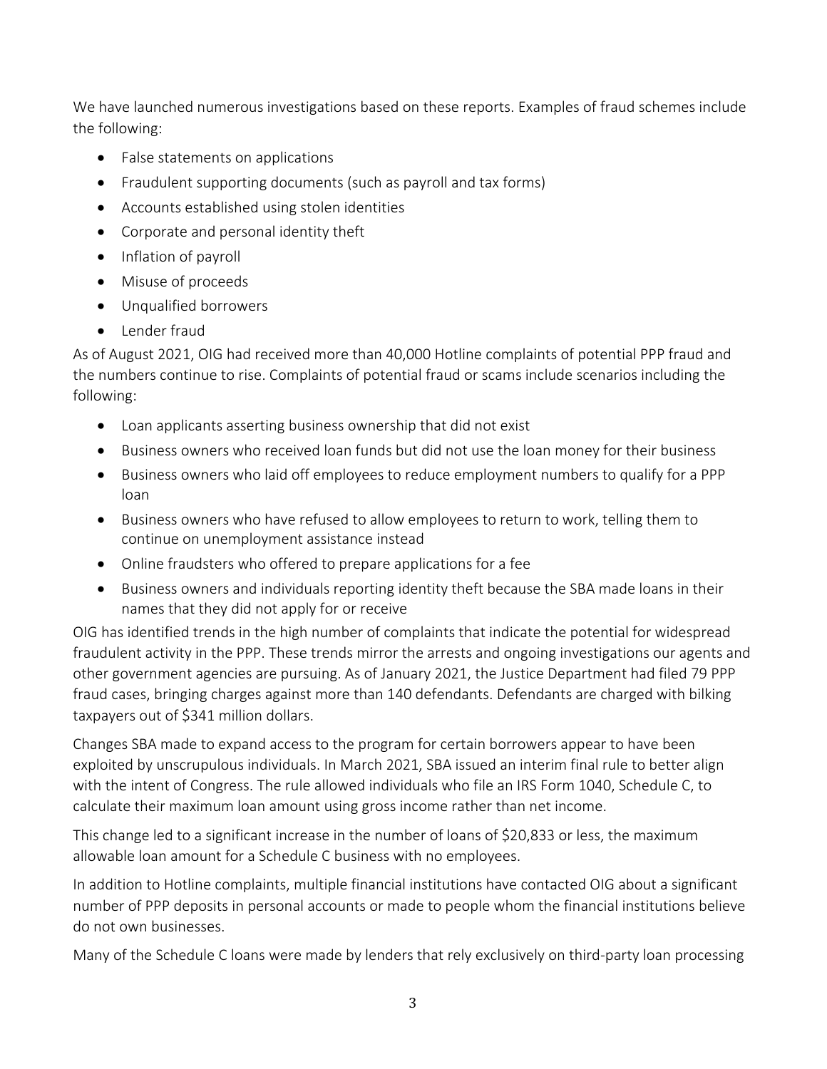We have launched numerous investigations based on these reports. Examples of fraud schemes include the following:

- False statements on applications
- Fraudulent supporting documents (such as payroll and tax forms)
- Accounts established using stolen identities
- Corporate and personal identity theft
- Inflation of payroll
- Misuse of proceeds
- Unqualified borrowers
- Lender fraud

As of August 2021, OIG had received more than 40,000 Hotline complaints of potential PPP fraud and the numbers continue to rise. Complaints of potential fraud or scams include scenarios including the following:

- Loan applicants asserting business ownership that did not exist
- Business owners who received loan funds but did not use the loan money for their business
- Business owners who laid off employees to reduce employment numbers to qualify for a PPP loan
- Business owners who have refused to allow employees to return to work, telling them to continue on unemployment assistance instead
- Online fraudsters who offered to prepare applications for a fee
- Business owners and individuals reporting identity theft because the SBA made loans in their names that they did not apply for or receive

OIG has identified trends in the high number of complaints that indicate the potential for widespread fraudulent activity in the PPP. These trends mirror the arrests and ongoing investigations our agents and other government agencies are pursuing. As of January 2021, the Justice Department had filed 79 PPP fraud cases, bringing charges against more than 140 defendants. Defendants are charged with bilking taxpayers out of $341 million dollars.

Changes SBA made to expand access to the program for certain borrowers appear to have been exploited by unscrupulous individuals. In March 2021, SBA issued an interim final rule to better align with the intent of Congress. The rule allowed individuals who file an IRS Form 1040, Schedule C, to calculate their maximum loan amount using gross income rather than net income.

This change led to a significant increase in the number of loans of $20,833 or less, the maximum allowable loan amount for a Schedule C business with no employees.

In addition to Hotline complaints, multiple financial institutions have contacted OIG about a significant number of PPP deposits in personal accounts or made to people whom the financial institutions believe do not own businesses.

Many of the Schedule C loans were made by lenders that rely exclusively on third-party loan processing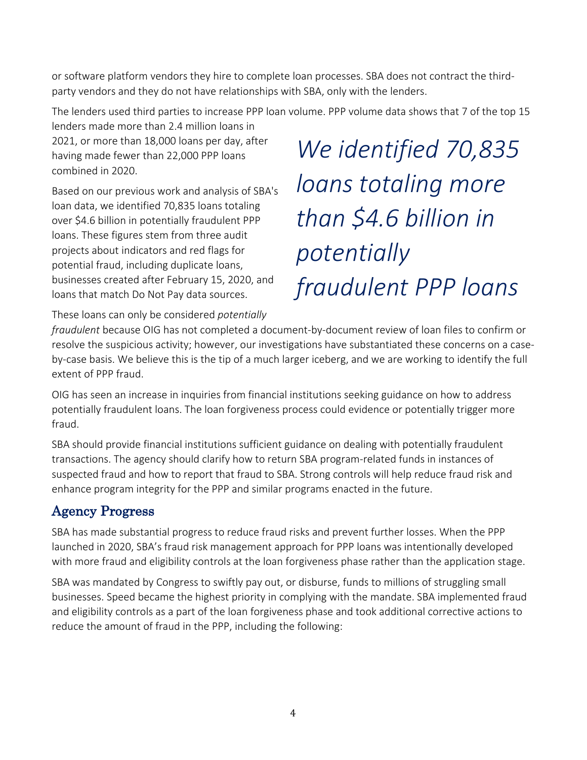or software platform vendors they hire to complete loan processes. SBA does not contract the third-party vendors and they do not have relationships with SBA, only with the lenders.

The lenders used third parties to increase PPP loan volume. PPP volume data shows that 7 of the top 15 lenders made more than 2.4 million loans in 2021, or more than 18,000 loans per day, after having made fewer than 22,000 PPP loans combined in 2020.

Based on our previous work and analysis of SBA's loan data, we identified 70,835 loans totaling over $4.6 billion in potentially fraudulent PPP loans. These figures stem from three audit projects about indicators and red flags for potential fraud, including duplicate loans, businesses created after February 15, 2020, and loans that match Do Not Pay data sources.

> *We identified 70,835 loans totaling more than $4.6 billion in potentially fraudulent PPP loans*

These loans can only be considered *potentially fraudulent* because OIG has not completed a document-by-document review of loan files to confirm or resolve the suspicious activity; however, our investigations have substantiated these concerns on a case-by-case basis. We believe this is the tip of a much larger iceberg, and we are working to identify the full extent of PPP fraud.

OIG has seen an increase in inquiries from financial institutions seeking guidance on how to address potentially fraudulent loans. The loan forgiveness process could evidence or potentially trigger more fraud.

SBA should provide financial institutions sufficient guidance on dealing with potentially fraudulent transactions. The agency should clarify how to return SBA program-related funds in instances of suspected fraud and how to report that fraud to SBA. Strong controls will help reduce fraud risk and enhance program integrity for the PPP and similar programs enacted in the future.

## Agency Progress

SBA has made substantial progress to reduce fraud risks and prevent further losses. When the PPP launched in 2020, SBA's fraud risk management approach for PPP loans was intentionally developed with more fraud and eligibility controls at the loan forgiveness phase rather than the application stage.

SBA was mandated by Congress to swiftly pay out, or disburse, funds to millions of struggling small businesses. Speed became the highest priority in complying with the mandate. SBA implemented fraud and eligibility controls as a part of the loan forgiveness phase and took additional corrective actions to reduce the amount of fraud in the PPP, including the following: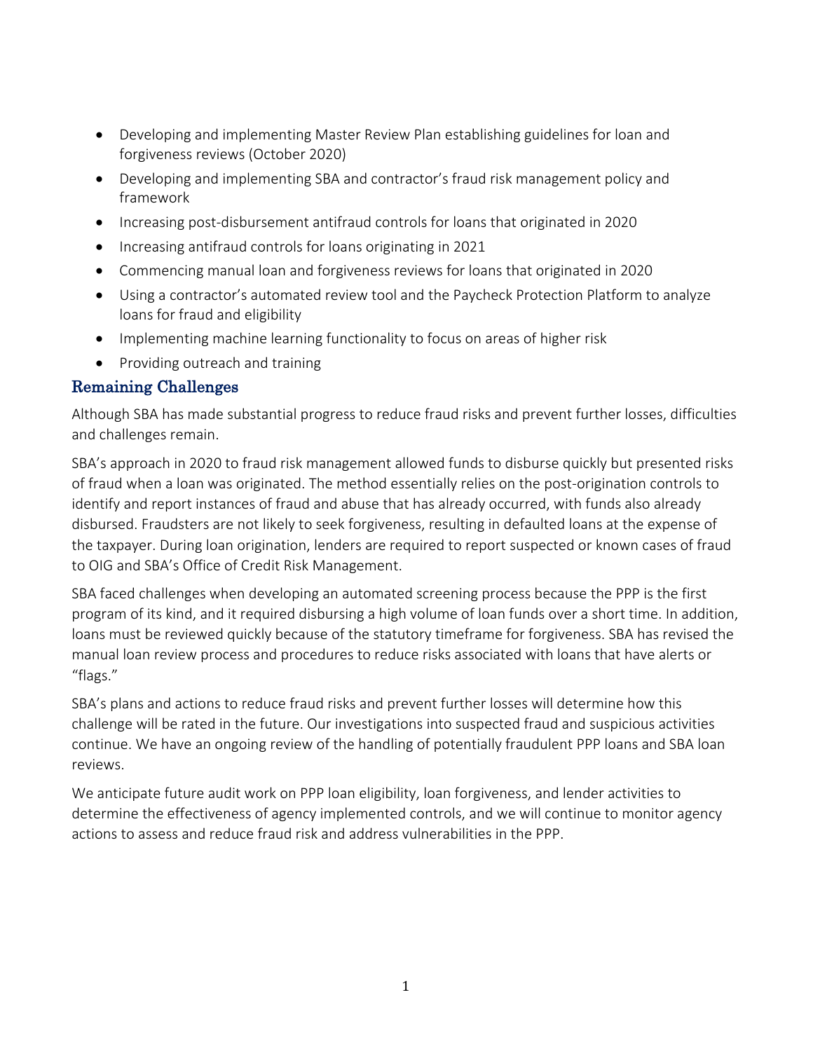- Developing and implementing Master Review Plan establishing guidelines for loan and forgiveness reviews (October 2020)
- Developing and implementing SBA and contractor's fraud risk management policy and framework
- Increasing post-disbursement antifraud controls for loans that originated in 2020
- Increasing antifraud controls for loans originating in 2021
- Commencing manual loan and forgiveness reviews for loans that originated in 2020
- Using a contractor's automated review tool and the Paycheck Protection Platform to analyze loans for fraud and eligibility
- Implementing machine learning functionality to focus on areas of higher risk
- Providing outreach and training

### Remaining Challenges

Although SBA has made substantial progress to reduce fraud risks and prevent further losses, difficulties and challenges remain.

SBA's approach in 2020 to fraud risk management allowed funds to disburse quickly but presented risks of fraud when a loan was originated. The method essentially relies on the post-origination controls to identify and report instances of fraud and abuse that has already occurred, with funds also already disbursed. Fraudsters are not likely to seek forgiveness, resulting in defaulted loans at the expense of the taxpayer. During loan origination, lenders are required to report suspected or known cases of fraud to OIG and SBA's Office of Credit Risk Management.

SBA faced challenges when developing an automated screening process because the PPP is the first program of its kind, and it required disbursing a high volume of loan funds over a short time. In addition, loans must be reviewed quickly because of the statutory timeframe for forgiveness. SBA has revised the manual loan review process and procedures to reduce risks associated with loans that have alerts or "flags."

SBA's plans and actions to reduce fraud risks and prevent further losses will determine how this challenge will be rated in the future. Our investigations into suspected fraud and suspicious activities continue. We have an ongoing review of the handling of potentially fraudulent PPP loans and SBA loan reviews.

We anticipate future audit work on PPP loan eligibility, loan forgiveness, and lender activities to determine the effectiveness of agency implemented controls, and we will continue to monitor agency actions to assess and reduce fraud risk and address vulnerabilities in the PPP.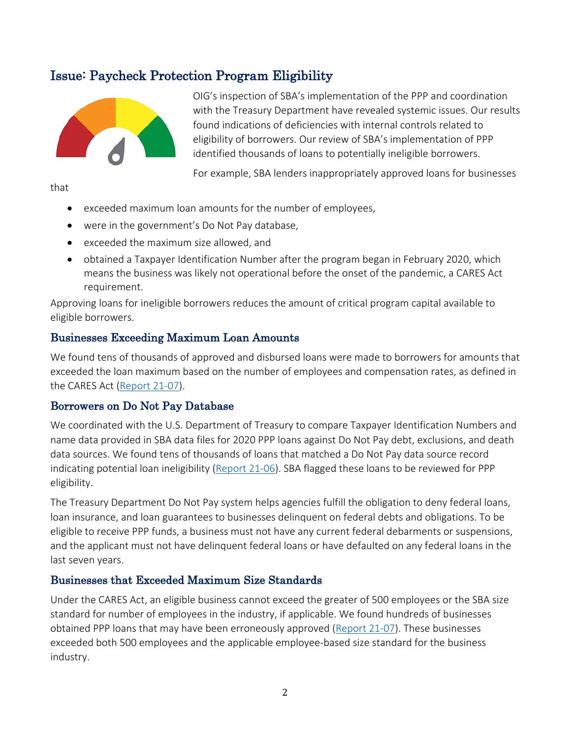## Issue: Paycheck Protection Program Eligibility

OIG's inspection of SBA's implementation of the PPP and coordination with the Treasury Department have revealed systemic issues. Our results found indications of deficiencies with internal controls related to eligibility of borrowers. Our review of SBA's implementation of PPP identified thousands of loans to potentially ineligible borrowers.

For example, SBA lenders inappropriately approved loans for businesses that

- exceeded maximum loan amounts for the number of employees,
- were in the government's Do Not Pay database,
- exceeded the maximum size allowed, and
- obtained a Taxpayer Identification Number after the program began in February 2020, which means the business was likely not operational before the onset of the pandemic, a CARES Act requirement.

Approving loans for ineligible borrowers reduces the amount of critical program capital available to eligible borrowers.

### Businesses Exceeding Maximum Loan Amounts

We found tens of thousands of approved and disbursed loans were made to borrowers for amounts that exceeded the loan maximum based on the number of employees and compensation rates, as defined in the CARES Act (Report 21-07).

### Borrowers on Do Not Pay Database

We coordinated with the U.S. Department of Treasury to compare Taxpayer Identification Numbers and name data provided in SBA data files for 2020 PPP loans against Do Not Pay debt, exclusions, and death data sources. We found tens of thousands of loans that matched a Do Not Pay data source record indicating potential loan ineligibility (Report 21-06). SBA flagged these loans to be reviewed for PPP eligibility.

The Treasury Department Do Not Pay system helps agencies fulfill the obligation to deny federal loans, loan insurance, and loan guarantees to businesses delinquent on federal debts and obligations. To be eligible to receive PPP funds, a business must not have any current federal debarments or suspensions, and the applicant must not have delinquent federal loans or have defaulted on any federal loans in the last seven years.

### Businesses that Exceeded Maximum Size Standards

Under the CARES Act, an eligible business cannot exceed the greater of 500 employees or the SBA size standard for number of employees in the industry, if applicable. We found hundreds of businesses obtained PPP loans that may have been erroneously approved (Report 21-07). These businesses exceeded both 500 employees and the applicable employee-based size standard for the business industry.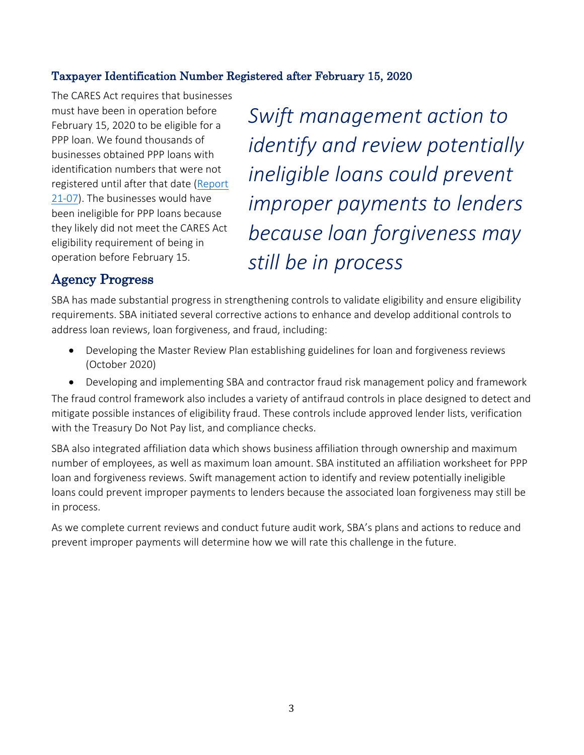### Taxpayer Identification Number Registered after February 15, 2020

The CARES Act requires that businesses must have been in operation before February 15, 2020 to be eligible for a PPP loan. We found thousands of businesses obtained PPP loans with identification numbers that were not registered until after that date (Report 21-07). The businesses would have been ineligible for PPP loans because they likely did not meet the CARES Act eligibility requirement of being in operation before February 15.

*Swift management action to identify and review potentially ineligible loans could prevent improper payments to lenders because loan forgiveness may still be in process*

## Agency Progress

SBA has made substantial progress in strengthening controls to validate eligibility and ensure eligibility requirements. SBA initiated several corrective actions to enhance and develop additional controls to address loan reviews, loan forgiveness, and fraud, including:

- Developing the Master Review Plan establishing guidelines for loan and forgiveness reviews (October 2020)
- Developing and implementing SBA and contractor fraud risk management policy and framework

The fraud control framework also includes a variety of antifraud controls in place designed to detect and mitigate possible instances of eligibility fraud. These controls include approved lender lists, verification with the Treasury Do Not Pay list, and compliance checks.

SBA also integrated affiliation data which shows business affiliation through ownership and maximum number of employees, as well as maximum loan amount. SBA instituted an affiliation worksheet for PPP loan and forgiveness reviews. Swift management action to identify and review potentially ineligible loans could prevent improper payments to lenders because the associated loan forgiveness may still be in process.

As we complete current reviews and conduct future audit work, SBA's plans and actions to reduce and prevent improper payments will determine how we will rate this challenge in the future.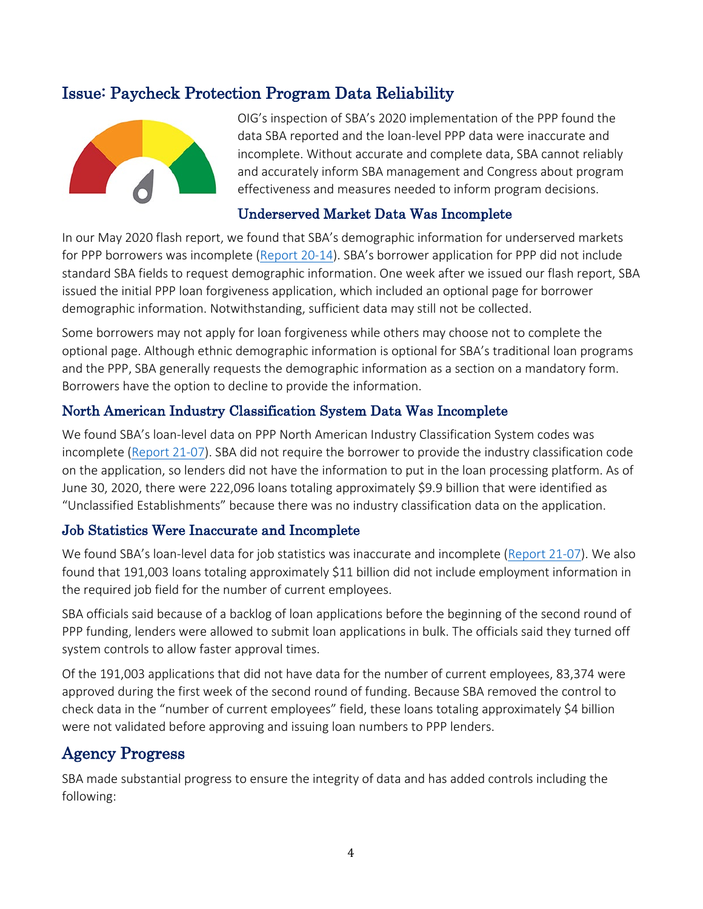## Issue: Paycheck Protection Program Data Reliability

OIG's inspection of SBA's 2020 implementation of the PPP found the data SBA reported and the loan-level PPP data were inaccurate and incomplete. Without accurate and complete data, SBA cannot reliably and accurately inform SBA management and Congress about program effectiveness and measures needed to inform program decisions.

### Underserved Market Data Was Incomplete

In our May 2020 flash report, we found that SBA's demographic information for underserved markets for PPP borrowers was incomplete (Report 20-14). SBA's borrower application for PPP did not include standard SBA fields to request demographic information. One week after we issued our flash report, SBA issued the initial PPP loan forgiveness application, which included an optional page for borrower demographic information. Notwithstanding, sufficient data may still not be collected.

Some borrowers may not apply for loan forgiveness while others may choose not to complete the optional page. Although ethnic demographic information is optional for SBA's traditional loan programs and the PPP, SBA generally requests the demographic information as a section on a mandatory form. Borrowers have the option to decline to provide the information.

### North American Industry Classification System Data Was Incomplete

We found SBA's loan-level data on PPP North American Industry Classification System codes was incomplete (Report 21-07). SBA did not require the borrower to provide the industry classification code on the application, so lenders did not have the information to put in the loan processing platform. As of June 30, 2020, there were 222,096 loans totaling approximately $9.9 billion that were identified as "Unclassified Establishments" because there was no industry classification data on the application.

### Job Statistics Were Inaccurate and Incomplete

We found SBA's loan-level data for job statistics was inaccurate and incomplete (Report 21-07). We also found that 191,003 loans totaling approximately $11 billion did not include employment information in the required job field for the number of current employees.

SBA officials said because of a backlog of loan applications before the beginning of the second round of PPP funding, lenders were allowed to submit loan applications in bulk. The officials said they turned off system controls to allow faster approval times.

Of the 191,003 applications that did not have data for the number of current employees, 83,374 were approved during the first week of the second round of funding. Because SBA removed the control to check data in the "number of current employees" field, these loans totaling approximately $4 billion were not validated before approving and issuing loan numbers to PPP lenders.

## Agency Progress

SBA made substantial progress to ensure the integrity of data and has added controls including the following: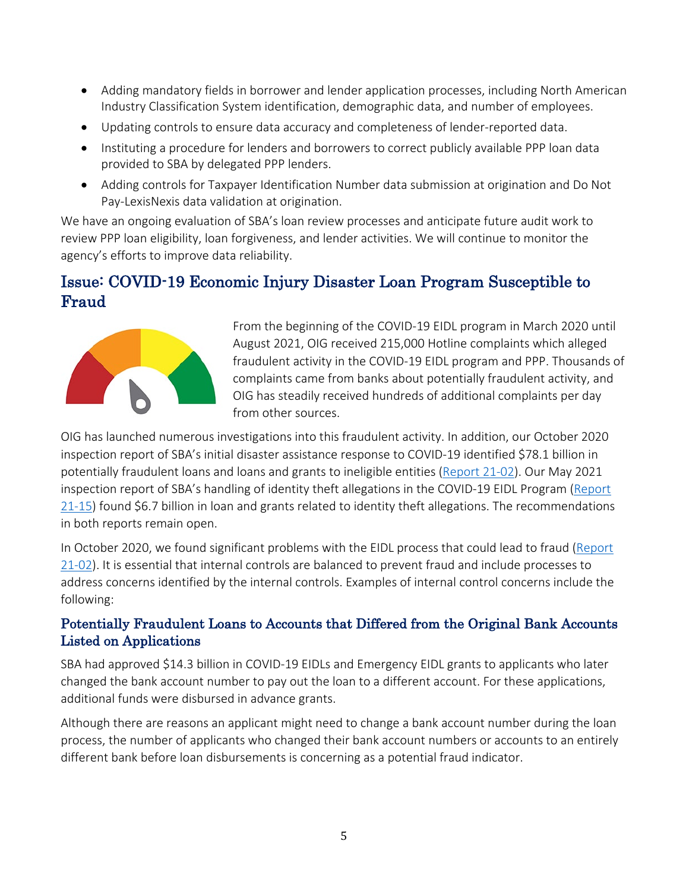- Adding mandatory fields in borrower and lender application processes, including North American Industry Classification System identification, demographic data, and number of employees.
- Updating controls to ensure data accuracy and completeness of lender-reported data.
- Instituting a procedure for lenders and borrowers to correct publicly available PPP loan data provided to SBA by delegated PPP lenders.
- Adding controls for Taxpayer Identification Number data submission at origination and Do Not Pay-LexisNexis data validation at origination.

We have an ongoing evaluation of SBA's loan review processes and anticipate future audit work to review PPP loan eligibility, loan forgiveness, and lender activities. We will continue to monitor the agency's efforts to improve data reliability.

## Issue: COVID-19 Economic Injury Disaster Loan Program Susceptible to Fraud

From the beginning of the COVID-19 EIDL program in March 2020 until August 2021, OIG received 215,000 Hotline complaints which alleged fraudulent activity in the COVID-19 EIDL program and PPP. Thousands of complaints came from banks about potentially fraudulent activity, and OIG has steadily received hundreds of additional complaints per day from other sources.

OIG has launched numerous investigations into this fraudulent activity. In addition, our October 2020 inspection report of SBA's initial disaster assistance response to COVID-19 identified $78.1 billion in potentially fraudulent loans and loans and grants to ineligible entities (Report 21-02). Our May 2021 inspection report of SBA's handling of identity theft allegations in the COVID-19 EIDL Program (Report 21-15) found $6.7 billion in loan and grants related to identity theft allegations. The recommendations in both reports remain open.

In October 2020, we found significant problems with the EIDL process that could lead to fraud (Report 21-02). It is essential that internal controls are balanced to prevent fraud and include processes to address concerns identified by the internal controls. Examples of internal control concerns include the following:

### Potentially Fraudulent Loans to Accounts that Differed from the Original Bank Accounts Listed on Applications

SBA had approved $14.3 billion in COVID-19 EIDLs and Emergency EIDL grants to applicants who later changed the bank account number to pay out the loan to a different account. For these applications, additional funds were disbursed in advance grants.

Although there are reasons an applicant might need to change a bank account number during the loan process, the number of applicants who changed their bank account numbers or accounts to an entirely different bank before loan disbursements is concerning as a potential fraud indicator.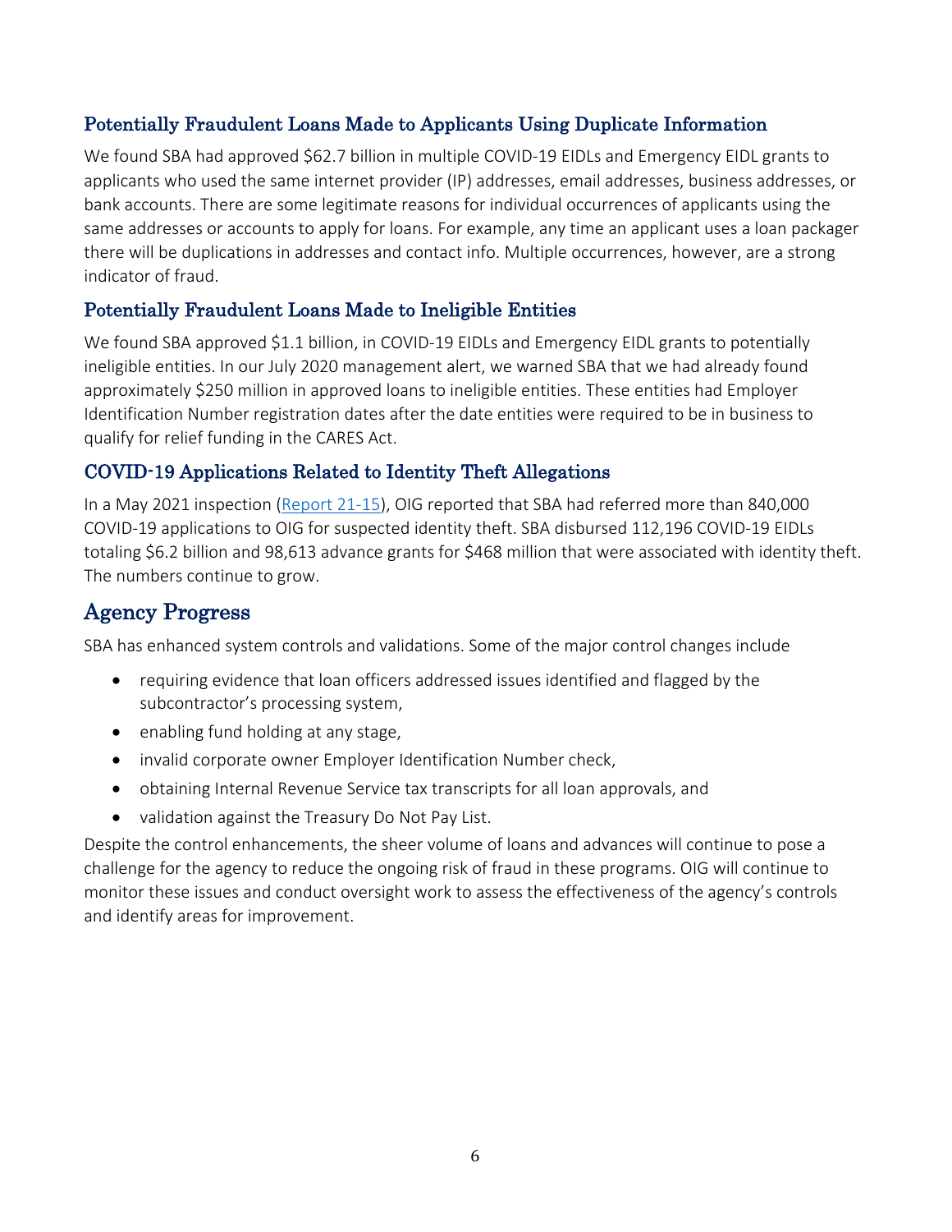### Potentially Fraudulent Loans Made to Applicants Using Duplicate Information

We found SBA had approved $62.7 billion in multiple COVID-19 EIDLs and Emergency EIDL grants to applicants who used the same internet provider (IP) addresses, email addresses, business addresses, or bank accounts. There are some legitimate reasons for individual occurrences of applicants using the same addresses or accounts to apply for loans. For example, any time an applicant uses a loan packager there will be duplications in addresses and contact info. Multiple occurrences, however, are a strong indicator of fraud.

### Potentially Fraudulent Loans Made to Ineligible Entities

We found SBA approved $1.1 billion, in COVID-19 EIDLs and Emergency EIDL grants to potentially ineligible entities. In our July 2020 management alert, we warned SBA that we had already found approximately $250 million in approved loans to ineligible entities. These entities had Employer Identification Number registration dates after the date entities were required to be in business to qualify for relief funding in the CARES Act.

### COVID-19 Applications Related to Identity Theft Allegations

In a May 2021 inspection (Report 21-15), OIG reported that SBA had referred more than 840,000 COVID-19 applications to OIG for suspected identity theft. SBA disbursed 112,196 COVID-19 EIDLs totaling $6.2 billion and 98,613 advance grants for $468 million that were associated with identity theft. The numbers continue to grow.

## Agency Progress

SBA has enhanced system controls and validations. Some of the major control changes include

- requiring evidence that loan officers addressed issues identified and flagged by the subcontractor's processing system,
- enabling fund holding at any stage,
- invalid corporate owner Employer Identification Number check,
- obtaining Internal Revenue Service tax transcripts for all loan approvals, and
- validation against the Treasury Do Not Pay List.

Despite the control enhancements, the sheer volume of loans and advances will continue to pose a challenge for the agency to reduce the ongoing risk of fraud in these programs. OIG will continue to monitor these issues and conduct oversight work to assess the effectiveness of the agency's controls and identify areas for improvement.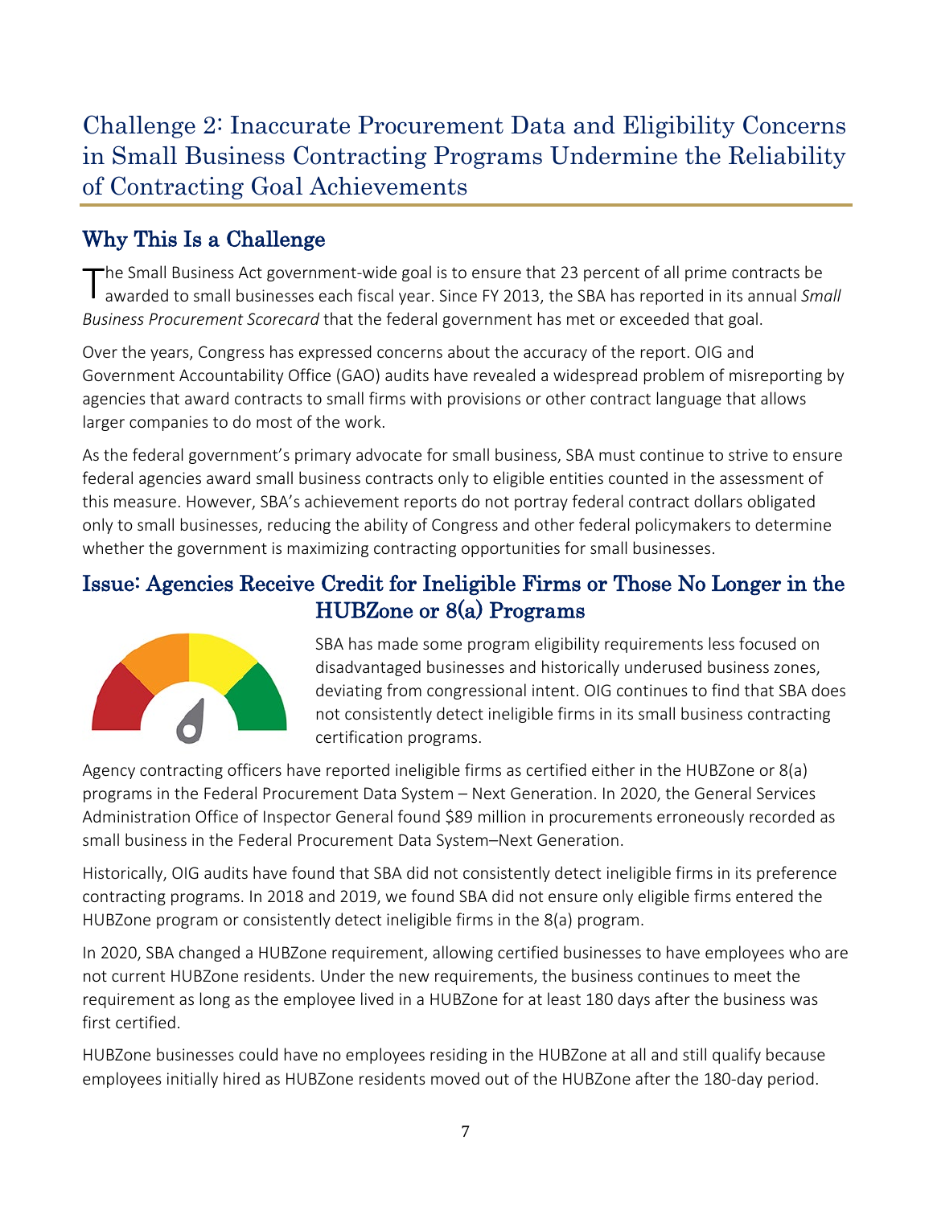# Challenge 2: Inaccurate Procurement Data and Eligibility Concerns in Small Business Contracting Programs Undermine the Reliability of Contracting Goal Achievements

## Why This Is a Challenge

The Small Business Act government-wide goal is to ensure that 23 percent of all prime contracts be awarded to small businesses each fiscal year. Since FY 2013, the SBA has reported in its annual *Small Business Procurement Scorecard* that the federal government has met or exceeded that goal.

Over the years, Congress has expressed concerns about the accuracy of the report. OIG and Government Accountability Office (GAO) audits have revealed a widespread problem of misreporting by agencies that award contracts to small firms with provisions or other contract language that allows larger companies to do most of the work.

As the federal government's primary advocate for small business, SBA must continue to strive to ensure federal agencies award small business contracts only to eligible entities counted in the assessment of this measure. However, SBA's achievement reports do not portray federal contract dollars obligated only to small businesses, reducing the ability of Congress and other federal policymakers to determine whether the government is maximizing contracting opportunities for small businesses.

## Issue: Agencies Receive Credit for Ineligible Firms or Those No Longer in the HUBZone or 8(a) Programs

SBA has made some program eligibility requirements less focused on disadvantaged businesses and historically underused business zones, deviating from congressional intent. OIG continues to find that SBA does not consistently detect ineligible firms in its small business contracting certification programs.

Agency contracting officers have reported ineligible firms as certified either in the HUBZone or 8(a) programs in the Federal Procurement Data System – Next Generation. In 2020, the General Services Administration Office of Inspector General found $89 million in procurements erroneously recorded as small business in the Federal Procurement Data System–Next Generation.

Historically, OIG audits have found that SBA did not consistently detect ineligible firms in its preference contracting programs. In 2018 and 2019, we found SBA did not ensure only eligible firms entered the HUBZone program or consistently detect ineligible firms in the 8(a) program.

In 2020, SBA changed a HUBZone requirement, allowing certified businesses to have employees who are not current HUBZone residents. Under the new requirements, the business continues to meet the requirement as long as the employee lived in a HUBZone for at least 180 days after the business was first certified.

HUBZone businesses could have no employees residing in the HUBZone at all and still qualify because employees initially hired as HUBZone residents moved out of the HUBZone after the 180-day period.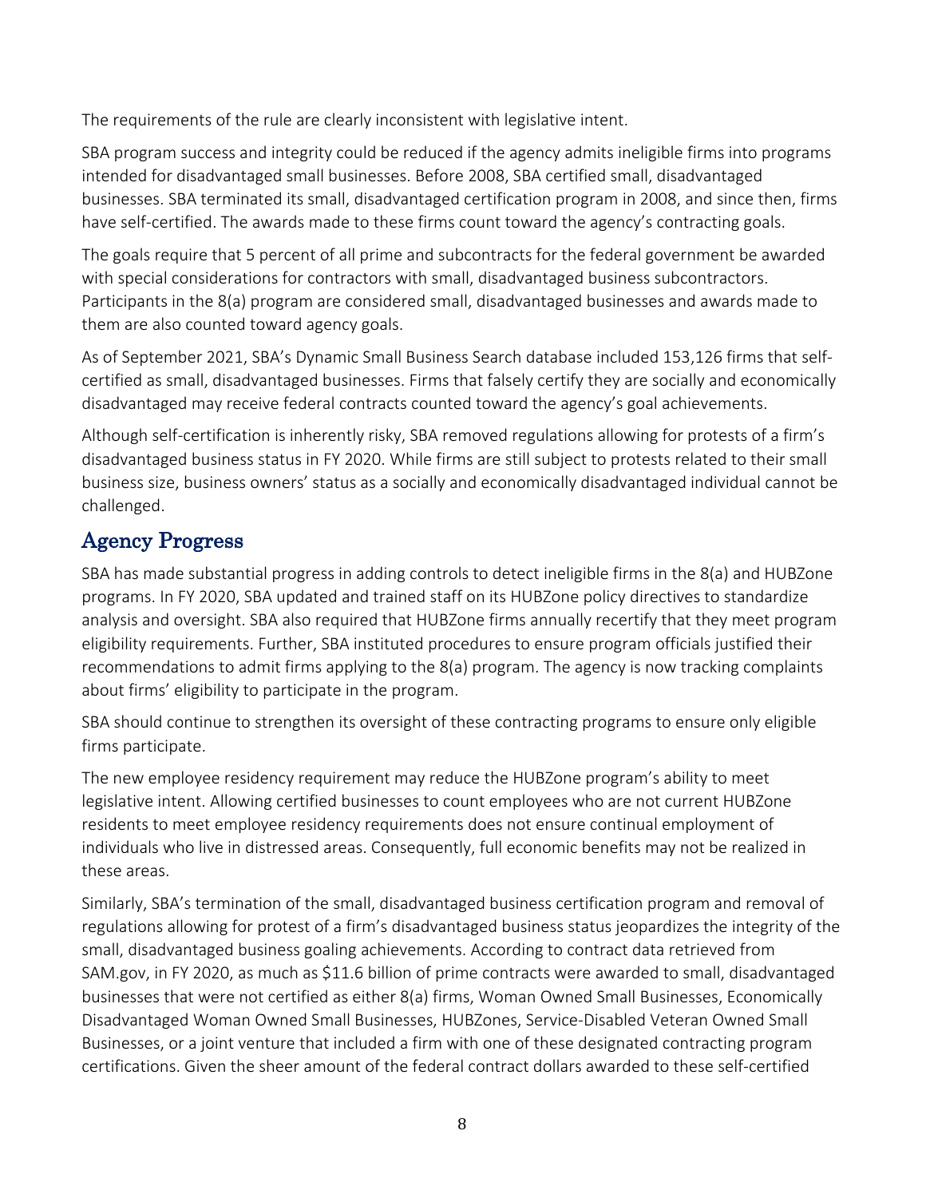The requirements of the rule are clearly inconsistent with legislative intent.

SBA program success and integrity could be reduced if the agency admits ineligible firms into programs intended for disadvantaged small businesses. Before 2008, SBA certified small, disadvantaged businesses. SBA terminated its small, disadvantaged certification program in 2008, and since then, firms have self-certified. The awards made to these firms count toward the agency's contracting goals.

The goals require that 5 percent of all prime and subcontracts for the federal government be awarded with special considerations for contractors with small, disadvantaged business subcontractors. Participants in the 8(a) program are considered small, disadvantaged businesses and awards made to them are also counted toward agency goals.

As of September 2021, SBA's Dynamic Small Business Search database included 153,126 firms that self-certified as small, disadvantaged businesses. Firms that falsely certify they are socially and economically disadvantaged may receive federal contracts counted toward the agency's goal achievements.

Although self-certification is inherently risky, SBA removed regulations allowing for protests of a firm's disadvantaged business status in FY 2020. While firms are still subject to protests related to their small business size, business owners' status as a socially and economically disadvantaged individual cannot be challenged.

## Agency Progress

SBA has made substantial progress in adding controls to detect ineligible firms in the 8(a) and HUBZone programs. In FY 2020, SBA updated and trained staff on its HUBZone policy directives to standardize analysis and oversight. SBA also required that HUBZone firms annually recertify that they meet program eligibility requirements. Further, SBA instituted procedures to ensure program officials justified their recommendations to admit firms applying to the 8(a) program. The agency is now tracking complaints about firms' eligibility to participate in the program.

SBA should continue to strengthen its oversight of these contracting programs to ensure only eligible firms participate.

The new employee residency requirement may reduce the HUBZone program's ability to meet legislative intent. Allowing certified businesses to count employees who are not current HUBZone residents to meet employee residency requirements does not ensure continual employment of individuals who live in distressed areas. Consequently, full economic benefits may not be realized in these areas.

Similarly, SBA's termination of the small, disadvantaged business certification program and removal of regulations allowing for protest of a firm's disadvantaged business status jeopardizes the integrity of the small, disadvantaged business goaling achievements. According to contract data retrieved from SAM.gov, in FY 2020, as much as $11.6 billion of prime contracts were awarded to small, disadvantaged businesses that were not certified as either 8(a) firms, Woman Owned Small Businesses, Economically Disadvantaged Woman Owned Small Businesses, HUBZones, Service-Disabled Veteran Owned Small Businesses, or a joint venture that included a firm with one of these designated contracting program certifications. Given the sheer amount of the federal contract dollars awarded to these self-certified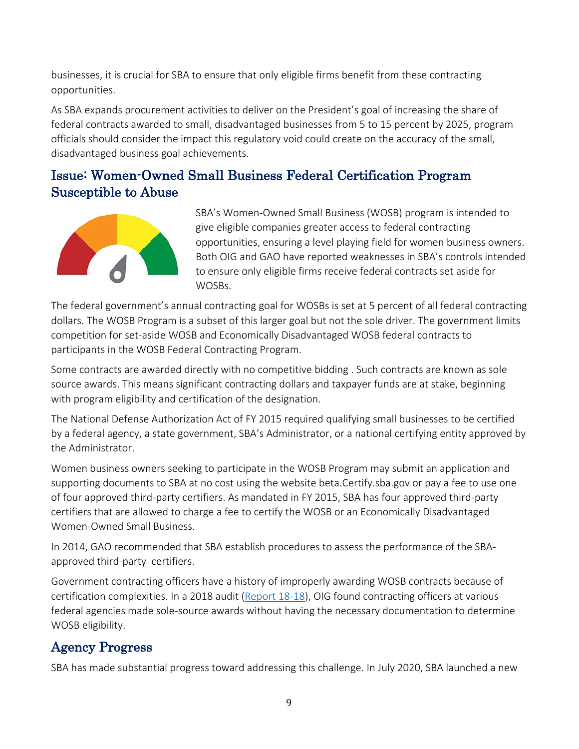businesses, it is crucial for SBA to ensure that only eligible firms benefit from these contracting opportunities.

As SBA expands procurement activities to deliver on the President's goal of increasing the share of federal contracts awarded to small, disadvantaged businesses from 5 to 15 percent by 2025, program officials should consider the impact this regulatory void could create on the accuracy of the small, disadvantaged business goal achievements.

## Issue: Women-Owned Small Business Federal Certification Program Susceptible to Abuse

SBA's Women-Owned Small Business (WOSB) program is intended to give eligible companies greater access to federal contracting opportunities, ensuring a level playing field for women business owners. Both OIG and GAO have reported weaknesses in SBA's controls intended to ensure only eligible firms receive federal contracts set aside for WOSBs.

The federal government's annual contracting goal for WOSBs is set at 5 percent of all federal contracting dollars. The WOSB Program is a subset of this larger goal but not the sole driver. The government limits competition for set-aside WOSB and Economically Disadvantaged WOSB federal contracts to participants in the WOSB Federal Contracting Program.

Some contracts are awarded directly with no competitive bidding . Such contracts are known as sole source awards. This means significant contracting dollars and taxpayer funds are at stake, beginning with program eligibility and certification of the designation.

The National Defense Authorization Act of FY 2015 required qualifying small businesses to be certified by a federal agency, a state government, SBA's Administrator, or a national certifying entity approved by the Administrator.

Women business owners seeking to participate in the WOSB Program may submit an application and supporting documents to SBA at no cost using the website beta.Certify.sba.gov or pay a fee to use one of four approved third-party certifiers. As mandated in FY 2015, SBA has four approved third-party certifiers that are allowed to charge a fee to certify the WOSB or an Economically Disadvantaged Women-Owned Small Business.

In 2014, GAO recommended that SBA establish procedures to assess the performance of the SBA-approved third-party certifiers.

Government contracting officers have a history of improperly awarding WOSB contracts because of certification complexities. In a 2018 audit (Report 18-18), OIG found contracting officers at various federal agencies made sole-source awards without having the necessary documentation to determine WOSB eligibility.

## Agency Progress

SBA has made substantial progress toward addressing this challenge. In July 2020, SBA launched a new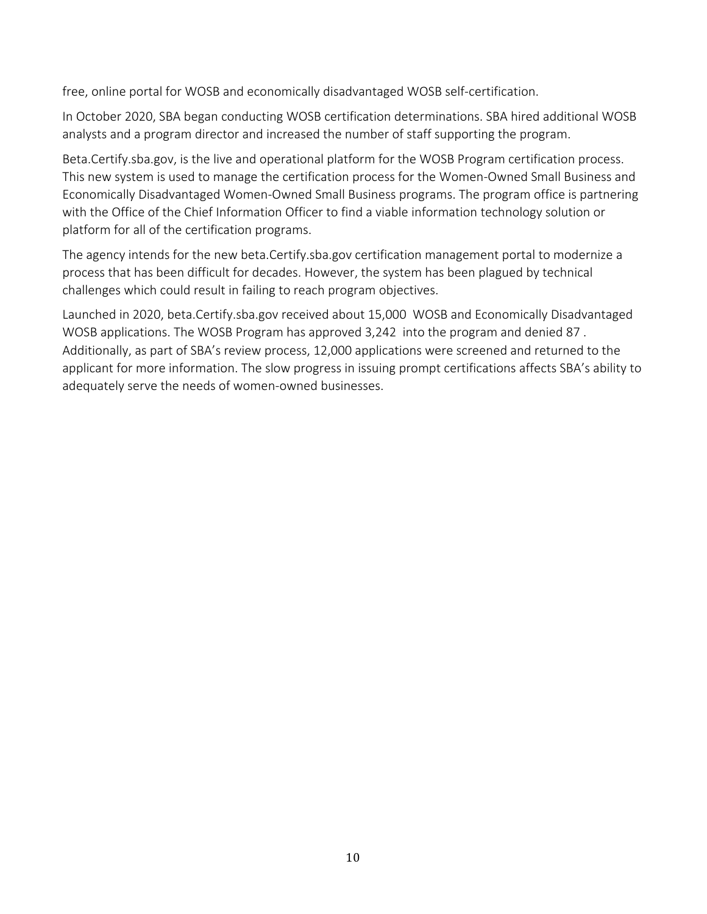free, online portal for WOSB and economically disadvantaged WOSB self-certification.

In October 2020, SBA began conducting WOSB certification determinations. SBA hired additional WOSB analysts and a program director and increased the number of staff supporting the program.

Beta.Certify.sba.gov, is the live and operational platform for the WOSB Program certification process. This new system is used to manage the certification process for the Women-Owned Small Business and Economically Disadvantaged Women-Owned Small Business programs. The program office is partnering with the Office of the Chief Information Officer to find a viable information technology solution or platform for all of the certification programs.

The agency intends for the new beta.Certify.sba.gov certification management portal to modernize a process that has been difficult for decades. However, the system has been plagued by technical challenges which could result in failing to reach program objectives.

Launched in 2020, beta.Certify.sba.gov received about 15,000 WOSB and Economically Disadvantaged WOSB applications. The WOSB Program has approved 3,242 into the program and denied 87 . Additionally, as part of SBA's review process, 12,000 applications were screened and returned to the applicant for more information. The slow progress in issuing prompt certifications affects SBA's ability to adequately serve the needs of women-owned businesses.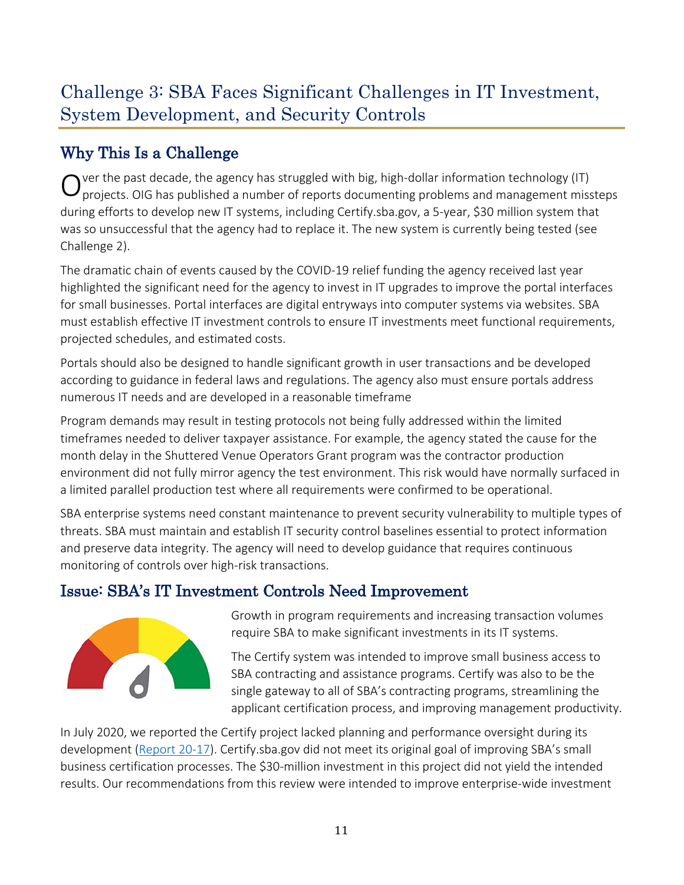# Challenge 3: SBA Faces Significant Challenges in IT Investment, System Development, and Security Controls

## Why This Is a Challenge

Over the past decade, the agency has struggled with big, high-dollar information technology (IT) projects. OIG has published a number of reports documenting problems and management missteps during efforts to develop new IT systems, including Certify.sba.gov, a 5-year, $30 million system that was so unsuccessful that the agency had to replace it. The new system is currently being tested (see Challenge 2).

The dramatic chain of events caused by the COVID-19 relief funding the agency received last year highlighted the significant need for the agency to invest in IT upgrades to improve the portal interfaces for small businesses. Portal interfaces are digital entryways into computer systems via websites. SBA must establish effective IT investment controls to ensure IT investments meet functional requirements, projected schedules, and estimated costs.

Portals should also be designed to handle significant growth in user transactions and be developed according to guidance in federal laws and regulations. The agency also must ensure portals address numerous IT needs and are developed in a reasonable timeframe

Program demands may result in testing protocols not being fully addressed within the limited timeframes needed to deliver taxpayer assistance. For example, the agency stated the cause for the month delay in the Shuttered Venue Operators Grant program was the contractor production environment did not fully mirror agency the test environment. This risk would have normally surfaced in a limited parallel production test where all requirements were confirmed to be operational.

SBA enterprise systems need constant maintenance to prevent security vulnerability to multiple types of threats. SBA must maintain and establish IT security control baselines essential to protect information and preserve data integrity. The agency will need to develop guidance that requires continuous monitoring of controls over high-risk transactions.

## Issue: SBA's IT Investment Controls Need Improvement

Growth in program requirements and increasing transaction volumes require SBA to make significant investments in its IT systems.

The Certify system was intended to improve small business access to SBA contracting and assistance programs. Certify was also to be the single gateway to all of SBA's contracting programs, streamlining the applicant certification process, and improving management productivity.

In July 2020, we reported the Certify project lacked planning and performance oversight during its development (Report 20-17). Certify.sba.gov did not meet its original goal of improving SBA's small business certification processes. The $30-million investment in this project did not yield the intended results. Our recommendations from this review were intended to improve enterprise-wide investment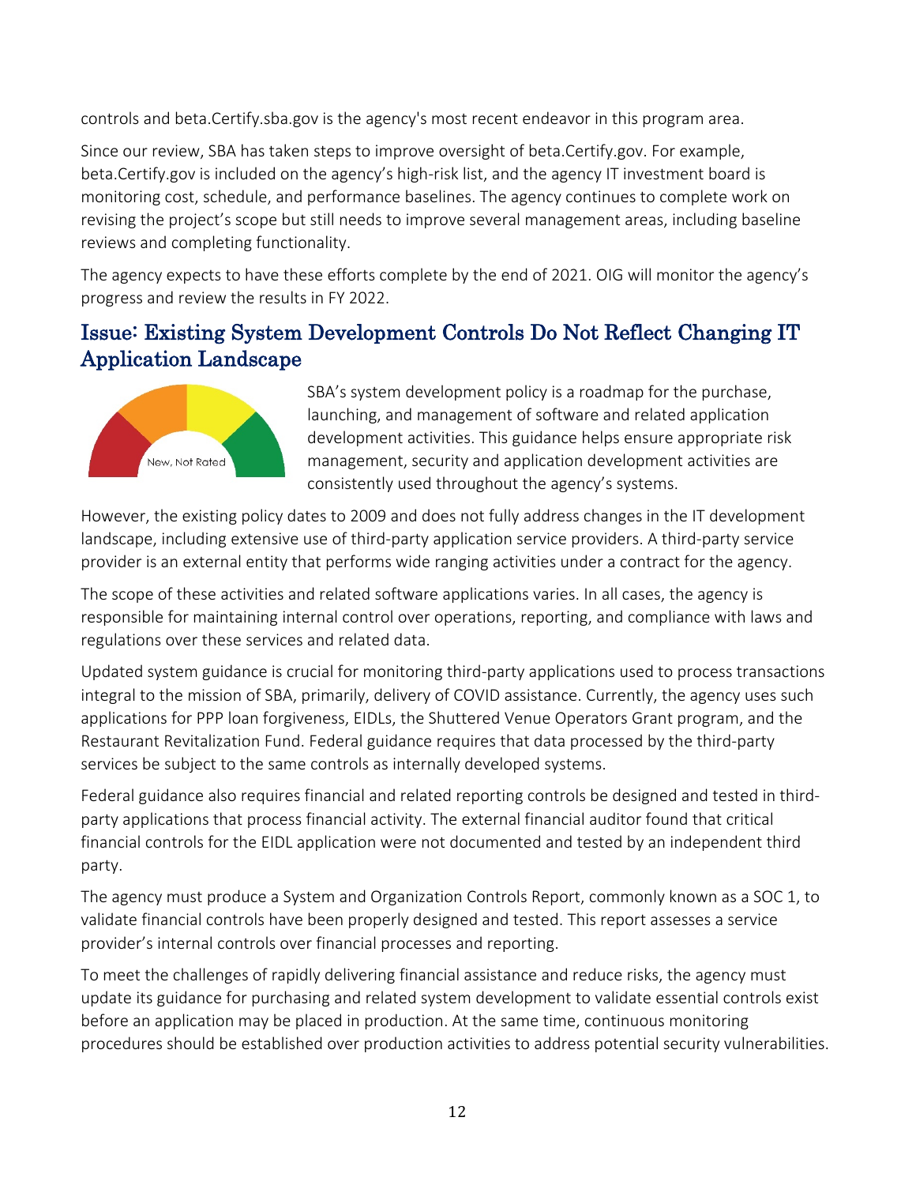controls and beta.Certify.sba.gov is the agency's most recent endeavor in this program area.

Since our review, SBA has taken steps to improve oversight of beta.Certify.gov. For example, beta.Certify.gov is included on the agency's high-risk list, and the agency IT investment board is monitoring cost, schedule, and performance baselines. The agency continues to complete work on revising the project's scope but still needs to improve several management areas, including baseline reviews and completing functionality.

The agency expects to have these efforts complete by the end of 2021. OIG will monitor the agency's progress and review the results in FY 2022.

## Issue: Existing System Development Controls Do Not Reflect Changing IT Application Landscape

New, Not Rated

SBA's system development policy is a roadmap for the purchase, launching, and management of software and related application development activities. This guidance helps ensure appropriate risk management, security and application development activities are consistently used throughout the agency's systems.

However, the existing policy dates to 2009 and does not fully address changes in the IT development landscape, including extensive use of third-party application service providers. A third-party service provider is an external entity that performs wide ranging activities under a contract for the agency.

The scope of these activities and related software applications varies. In all cases, the agency is responsible for maintaining internal control over operations, reporting, and compliance with laws and regulations over these services and related data.

Updated system guidance is crucial for monitoring third-party applications used to process transactions integral to the mission of SBA, primarily, delivery of COVID assistance. Currently, the agency uses such applications for PPP loan forgiveness, EIDLs, the Shuttered Venue Operators Grant program, and the Restaurant Revitalization Fund. Federal guidance requires that data processed by the third-party services be subject to the same controls as internally developed systems.

Federal guidance also requires financial and related reporting controls be designed and tested in third-party applications that process financial activity. The external financial auditor found that critical financial controls for the EIDL application were not documented and tested by an independent third party.

The agency must produce a System and Organization Controls Report, commonly known as a SOC 1, to validate financial controls have been properly designed and tested. This report assesses a service provider's internal controls over financial processes and reporting.

To meet the challenges of rapidly delivering financial assistance and reduce risks, the agency must update its guidance for purchasing and related system development to validate essential controls exist before an application may be placed in production. At the same time, continuous monitoring procedures should be established over production activities to address potential security vulnerabilities.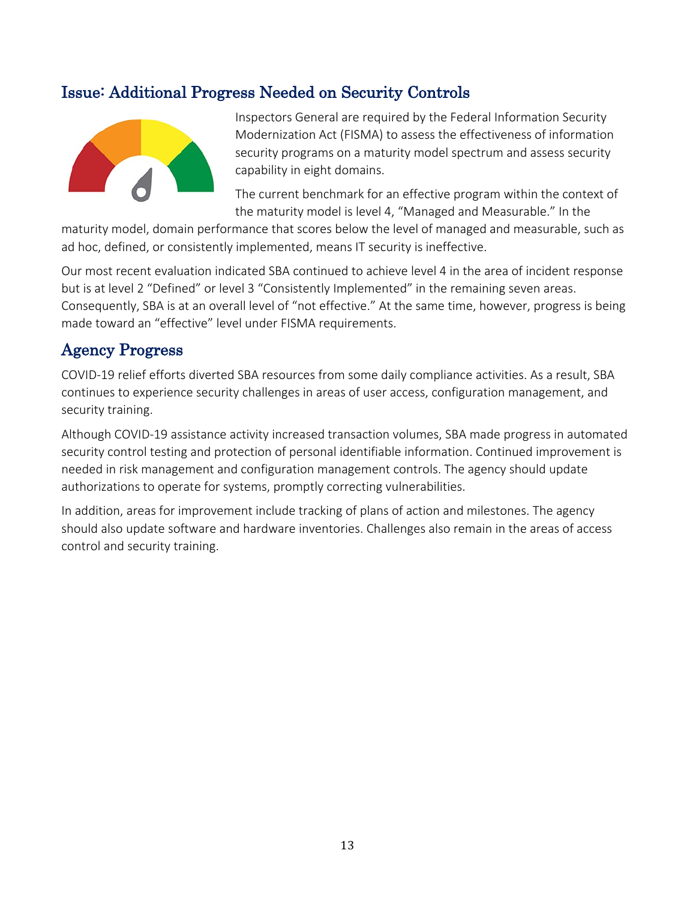## Issue: Additional Progress Needed on Security Controls

Inspectors General are required by the Federal Information Security Modernization Act (FISMA) to assess the effectiveness of information security programs on a maturity model spectrum and assess security capability in eight domains.

The current benchmark for an effective program within the context of the maturity model is level 4, "Managed and Measurable." In the maturity model, domain performance that scores below the level of managed and measurable, such as ad hoc, defined, or consistently implemented, means IT security is ineffective.

Our most recent evaluation indicated SBA continued to achieve level 4 in the area of incident response but is at level 2 "Defined" or level 3 "Consistently Implemented" in the remaining seven areas. Consequently, SBA is at an overall level of "not effective." At the same time, however, progress is being made toward an "effective" level under FISMA requirements.

## Agency Progress

COVID-19 relief efforts diverted SBA resources from some daily compliance activities. As a result, SBA continues to experience security challenges in areas of user access, configuration management, and security training.

Although COVID-19 assistance activity increased transaction volumes, SBA made progress in automated security control testing and protection of personal identifiable information. Continued improvement is needed in risk management and configuration management controls. The agency should update authorizations to operate for systems, promptly correcting vulnerabilities.

In addition, areas for improvement include tracking of plans of action and milestones. The agency should also update software and hardware inventories. Challenges also remain in the areas of access control and security training.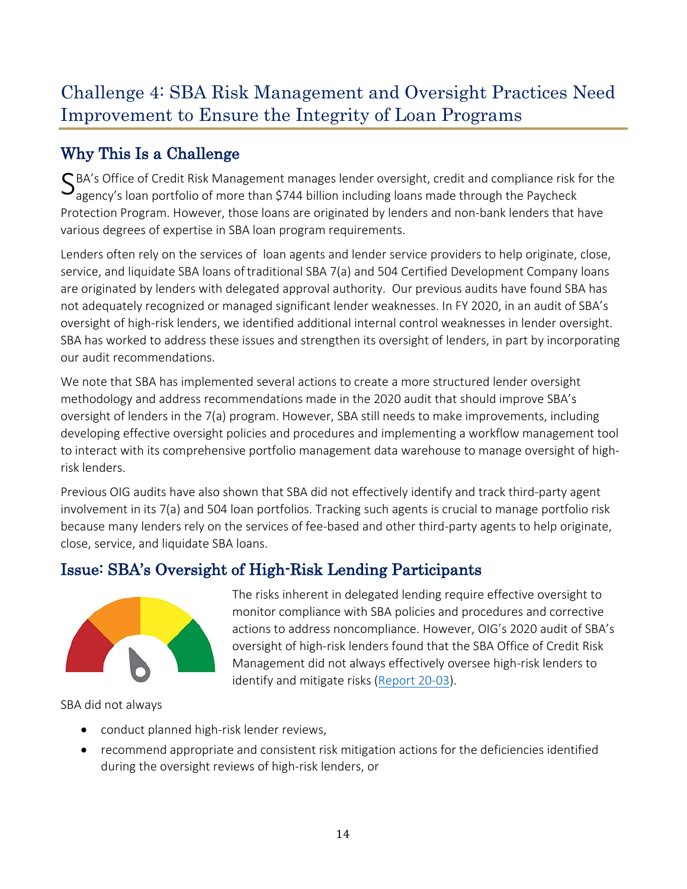## Challenge 4: SBA Risk Management and Oversight Practices Need Improvement to Ensure the Integrity of Loan Programs

### Why This Is a Challenge

SBA's Office of Credit Risk Management manages lender oversight, credit and compliance risk for the agency's loan portfolio of more than $744 billion including loans made through the Paycheck Protection Program. However, those loans are originated by lenders and non-bank lenders that have various degrees of expertise in SBA loan program requirements.

Lenders often rely on the services of loan agents and lender service providers to help originate, close, service, and liquidate SBA loans of traditional SBA 7(a) and 504 Certified Development Company loans are originated by lenders with delegated approval authority. Our previous audits have found SBA has not adequately recognized or managed significant lender weaknesses. In FY 2020, in an audit of SBA's oversight of high-risk lenders, we identified additional internal control weaknesses in lender oversight. SBA has worked to address these issues and strengthen its oversight of lenders, in part by incorporating our audit recommendations.

We note that SBA has implemented several actions to create a more structured lender oversight methodology and address recommendations made in the 2020 audit that should improve SBA's oversight of lenders in the 7(a) program. However, SBA still needs to make improvements, including developing effective oversight policies and procedures and implementing a workflow management tool to interact with its comprehensive portfolio management data warehouse to manage oversight of high-risk lenders.

Previous OIG audits have also shown that SBA did not effectively identify and track third-party agent involvement in its 7(a) and 504 loan portfolios. Tracking such agents is crucial to manage portfolio risk because many lenders rely on the services of fee-based and other third-party agents to help originate, close, service, and liquidate SBA loans.

### Issue: SBA's Oversight of High-Risk Lending Participants

The risks inherent in delegated lending require effective oversight to monitor compliance with SBA policies and procedures and corrective actions to address noncompliance. However, OIG's 2020 audit of SBA's oversight of high-risk lenders found that the SBA Office of Credit Risk Management did not always effectively oversee high-risk lenders to identify and mitigate risks (Report 20-03).

SBA did not always

- conduct planned high-risk lender reviews,
- recommend appropriate and consistent risk mitigation actions for the deficiencies identified during the oversight reviews of high-risk lenders, or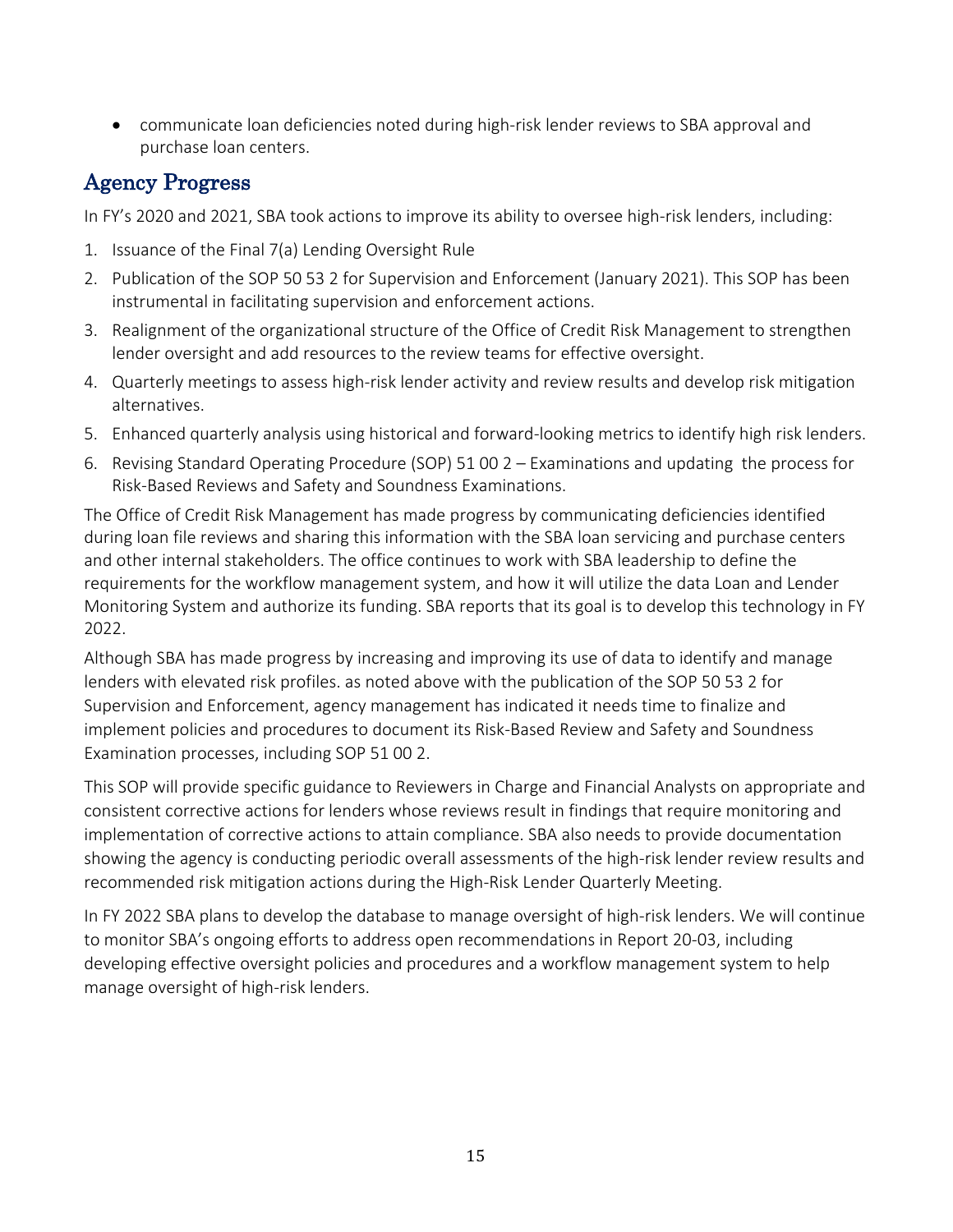- communicate loan deficiencies noted during high-risk lender reviews to SBA approval and purchase loan centers.

## Agency Progress

In FY's 2020 and 2021, SBA took actions to improve its ability to oversee high-risk lenders, including:

1. Issuance of the Final 7(a) Lending Oversight Rule
2. Publication of the SOP 50 53 2 for Supervision and Enforcement (January 2021). This SOP has been instrumental in facilitating supervision and enforcement actions.
3. Realignment of the organizational structure of the Office of Credit Risk Management to strengthen lender oversight and add resources to the review teams for effective oversight.
4. Quarterly meetings to assess high-risk lender activity and review results and develop risk mitigation alternatives.
5. Enhanced quarterly analysis using historical and forward-looking metrics to identify high risk lenders.
6. Revising Standard Operating Procedure (SOP) 51 00 2 – Examinations and updating the process for Risk-Based Reviews and Safety and Soundness Examinations.

The Office of Credit Risk Management has made progress by communicating deficiencies identified during loan file reviews and sharing this information with the SBA loan servicing and purchase centers and other internal stakeholders. The office continues to work with SBA leadership to define the requirements for the workflow management system, and how it will utilize the data Loan and Lender Monitoring System and authorize its funding. SBA reports that its goal is to develop this technology in FY 2022.

Although SBA has made progress by increasing and improving its use of data to identify and manage lenders with elevated risk profiles. as noted above with the publication of the SOP 50 53 2 for Supervision and Enforcement, agency management has indicated it needs time to finalize and implement policies and procedures to document its Risk-Based Review and Safety and Soundness Examination processes, including SOP 51 00 2.

This SOP will provide specific guidance to Reviewers in Charge and Financial Analysts on appropriate and consistent corrective actions for lenders whose reviews result in findings that require monitoring and implementation of corrective actions to attain compliance. SBA also needs to provide documentation showing the agency is conducting periodic overall assessments of the high-risk lender review results and recommended risk mitigation actions during the High-Risk Lender Quarterly Meeting.

In FY 2022 SBA plans to develop the database to manage oversight of high-risk lenders. We will continue to monitor SBA's ongoing efforts to address open recommendations in Report 20-03, including developing effective oversight policies and procedures and a workflow management system to help manage oversight of high-risk lenders.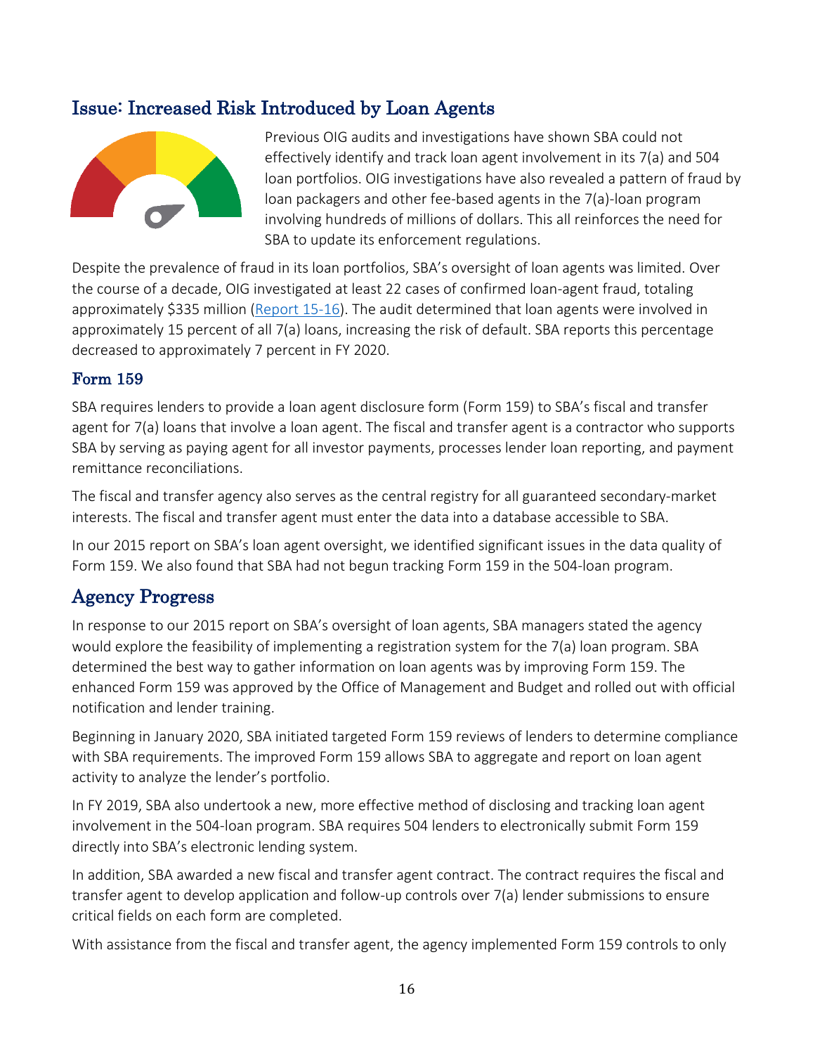## Issue: Increased Risk Introduced by Loan Agents

Previous OIG audits and investigations have shown SBA could not effectively identify and track loan agent involvement in its 7(a) and 504 loan portfolios. OIG investigations have also revealed a pattern of fraud by loan packagers and other fee-based agents in the 7(a)-loan program involving hundreds of millions of dollars. This all reinforces the need for SBA to update its enforcement regulations.

Despite the prevalence of fraud in its loan portfolios, SBA's oversight of loan agents was limited. Over the course of a decade, OIG investigated at least 22 cases of confirmed loan-agent fraud, totaling approximately $335 million (Report 15-16). The audit determined that loan agents were involved in approximately 15 percent of all 7(a) loans, increasing the risk of default. SBA reports this percentage decreased to approximately 7 percent in FY 2020.

### Form 159

SBA requires lenders to provide a loan agent disclosure form (Form 159) to SBA's fiscal and transfer agent for 7(a) loans that involve a loan agent. The fiscal and transfer agent is a contractor who supports SBA by serving as paying agent for all investor payments, processes lender loan reporting, and payment remittance reconciliations.

The fiscal and transfer agency also serves as the central registry for all guaranteed secondary-market interests. The fiscal and transfer agent must enter the data into a database accessible to SBA.

In our 2015 report on SBA's loan agent oversight, we identified significant issues in the data quality of Form 159. We also found that SBA had not begun tracking Form 159 in the 504-loan program.

## Agency Progress

In response to our 2015 report on SBA's oversight of loan agents, SBA managers stated the agency would explore the feasibility of implementing a registration system for the 7(a) loan program. SBA determined the best way to gather information on loan agents was by improving Form 159. The enhanced Form 159 was approved by the Office of Management and Budget and rolled out with official notification and lender training.

Beginning in January 2020, SBA initiated targeted Form 159 reviews of lenders to determine compliance with SBA requirements. The improved Form 159 allows SBA to aggregate and report on loan agent activity to analyze the lender's portfolio.

In FY 2019, SBA also undertook a new, more effective method of disclosing and tracking loan agent involvement in the 504-loan program. SBA requires 504 lenders to electronically submit Form 159 directly into SBA's electronic lending system.

In addition, SBA awarded a new fiscal and transfer agent contract. The contract requires the fiscal and transfer agent to develop application and follow-up controls over 7(a) lender submissions to ensure critical fields on each form are completed.

With assistance from the fiscal and transfer agent, the agency implemented Form 159 controls to only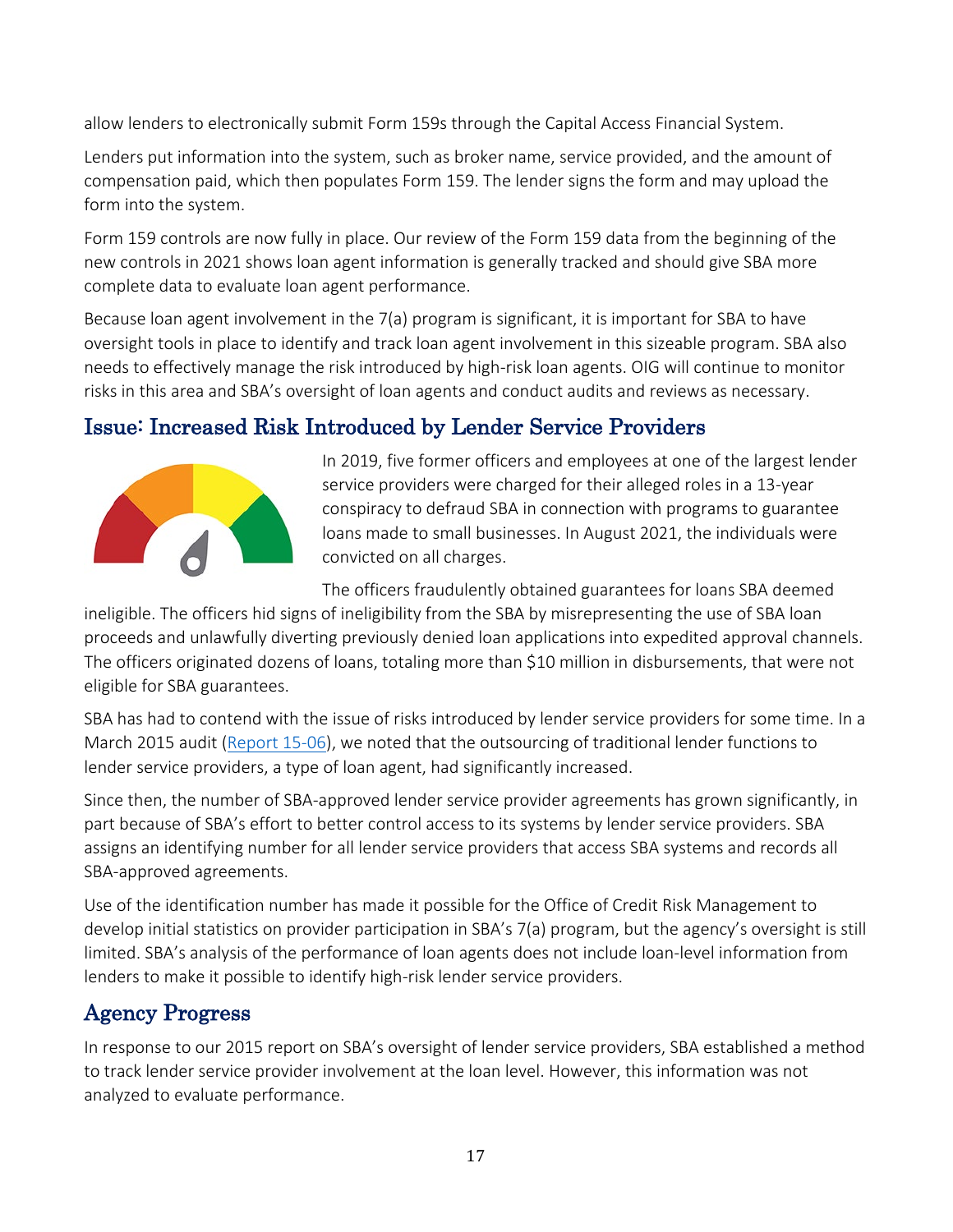allow lenders to electronically submit Form 159s through the Capital Access Financial System.

Lenders put information into the system, such as broker name, service provided, and the amount of compensation paid, which then populates Form 159. The lender signs the form and may upload the form into the system.

Form 159 controls are now fully in place. Our review of the Form 159 data from the beginning of the new controls in 2021 shows loan agent information is generally tracked and should give SBA more complete data to evaluate loan agent performance.

Because loan agent involvement in the 7(a) program is significant, it is important for SBA to have oversight tools in place to identify and track loan agent involvement in this sizeable program. SBA also needs to effectively manage the risk introduced by high-risk loan agents. OIG will continue to monitor risks in this area and SBA's oversight of loan agents and conduct audits and reviews as necessary.

## Issue: Increased Risk Introduced by Lender Service Providers

In 2019, five former officers and employees at one of the largest lender service providers were charged for their alleged roles in a 13-year conspiracy to defraud SBA in connection with programs to guarantee loans made to small businesses. In August 2021, the individuals were convicted on all charges.

The officers fraudulently obtained guarantees for loans SBA deemed ineligible. The officers hid signs of ineligibility from the SBA by misrepresenting the use of SBA loan proceeds and unlawfully diverting previously denied loan applications into expedited approval channels. The officers originated dozens of loans, totaling more than $10 million in disbursements, that were not eligible for SBA guarantees.

SBA has had to contend with the issue of risks introduced by lender service providers for some time. In a March 2015 audit (Report 15-06), we noted that the outsourcing of traditional lender functions to lender service providers, a type of loan agent, had significantly increased.

Since then, the number of SBA-approved lender service provider agreements has grown significantly, in part because of SBA's effort to better control access to its systems by lender service providers. SBA assigns an identifying number for all lender service providers that access SBA systems and records all SBA-approved agreements.

Use of the identification number has made it possible for the Office of Credit Risk Management to develop initial statistics on provider participation in SBA's 7(a) program, but the agency's oversight is still limited. SBA's analysis of the performance of loan agents does not include loan-level information from lenders to make it possible to identify high-risk lender service providers.

## Agency Progress

In response to our 2015 report on SBA's oversight of lender service providers, SBA established a method to track lender service provider involvement at the loan level. However, this information was not analyzed to evaluate performance.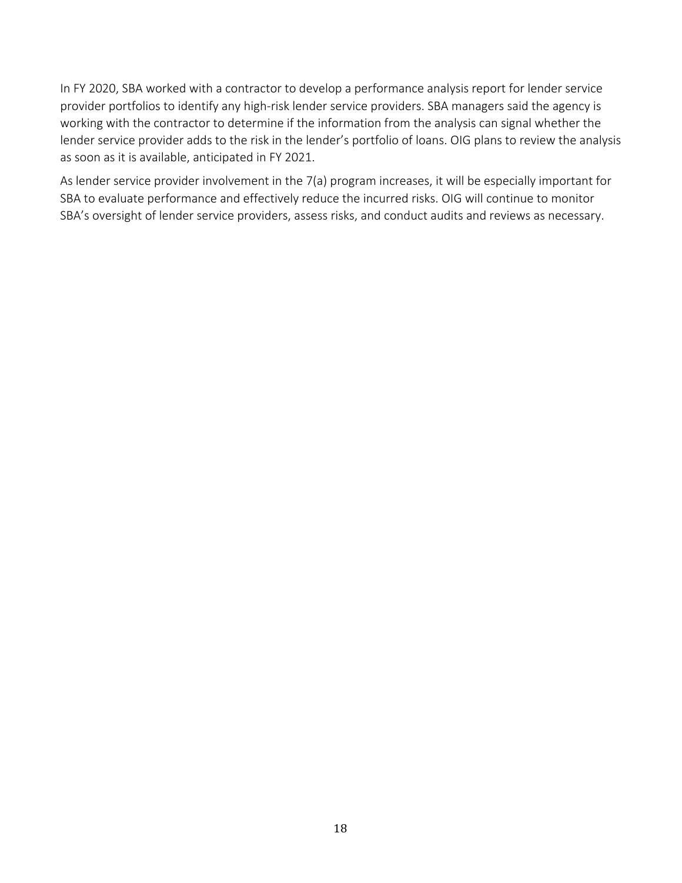In FY 2020, SBA worked with a contractor to develop a performance analysis report for lender service provider portfolios to identify any high-risk lender service providers. SBA managers said the agency is working with the contractor to determine if the information from the analysis can signal whether the lender service provider adds to the risk in the lender's portfolio of loans. OIG plans to review the analysis as soon as it is available, anticipated in FY 2021.

As lender service provider involvement in the 7(a) program increases, it will be especially important for SBA to evaluate performance and effectively reduce the incurred risks. OIG will continue to monitor SBA's oversight of lender service providers, assess risks, and conduct audits and reviews as necessary.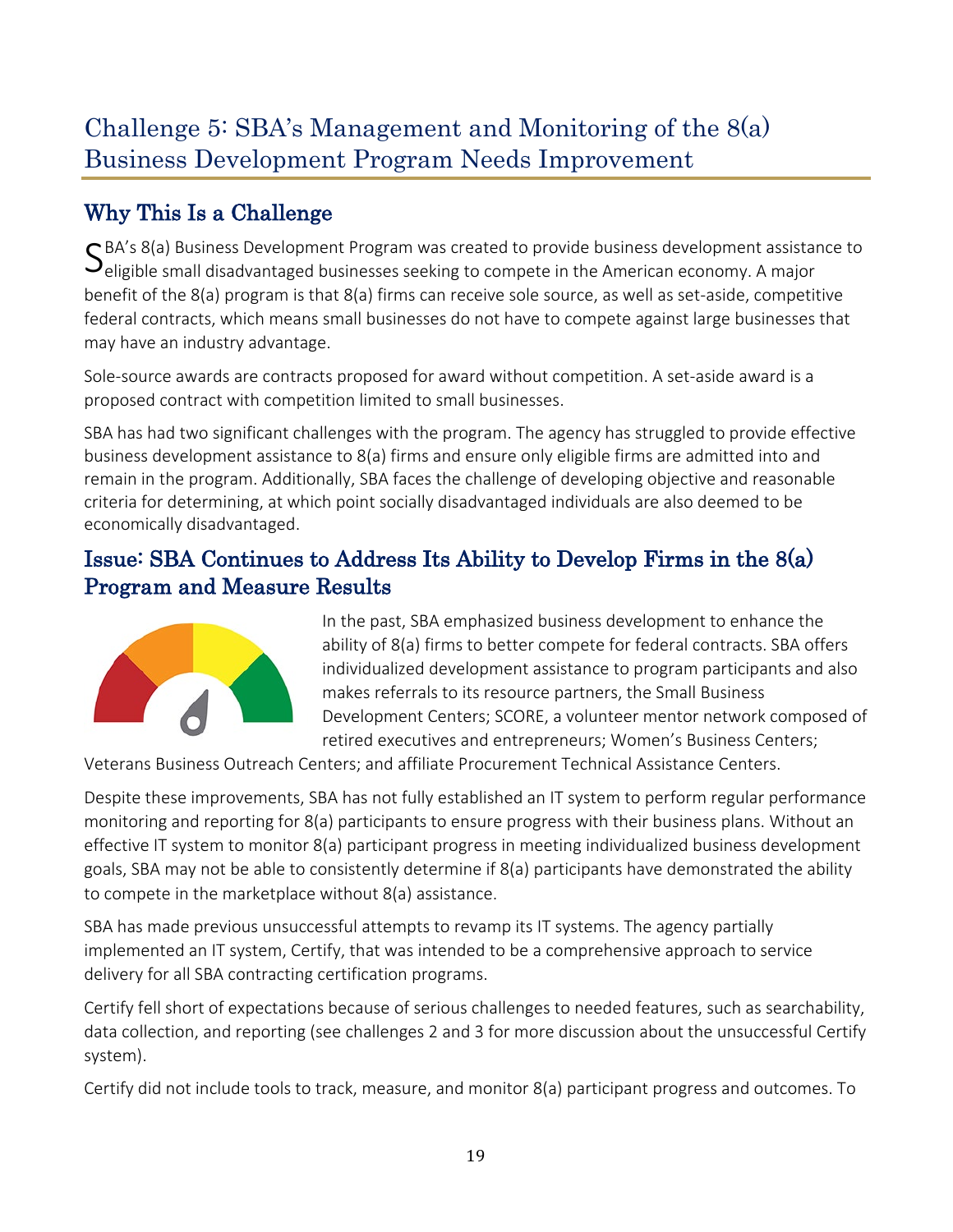# Challenge 5: SBA's Management and Monitoring of the 8(a) Business Development Program Needs Improvement

## Why This Is a Challenge

SBA's 8(a) Business Development Program was created to provide business development assistance to eligible small disadvantaged businesses seeking to compete in the American economy. A major benefit of the 8(a) program is that 8(a) firms can receive sole source, as well as set-aside, competitive federal contracts, which means small businesses do not have to compete against large businesses that may have an industry advantage.

Sole-source awards are contracts proposed for award without competition. A set-aside award is a proposed contract with competition limited to small businesses.

SBA has had two significant challenges with the program. The agency has struggled to provide effective business development assistance to 8(a) firms and ensure only eligible firms are admitted into and remain in the program. Additionally, SBA faces the challenge of developing objective and reasonable criteria for determining, at which point socially disadvantaged individuals are also deemed to be economically disadvantaged.

## Issue: SBA Continues to Address Its Ability to Develop Firms in the 8(a) Program and Measure Results

In the past, SBA emphasized business development to enhance the ability of 8(a) firms to better compete for federal contracts. SBA offers individualized development assistance to program participants and also makes referrals to its resource partners, the Small Business Development Centers; SCORE, a volunteer mentor network composed of retired executives and entrepreneurs; Women's Business Centers; Veterans Business Outreach Centers; and affiliate Procurement Technical Assistance Centers.

Despite these improvements, SBA has not fully established an IT system to perform regular performance monitoring and reporting for 8(a) participants to ensure progress with their business plans. Without an effective IT system to monitor 8(a) participant progress in meeting individualized business development goals, SBA may not be able to consistently determine if 8(a) participants have demonstrated the ability to compete in the marketplace without 8(a) assistance.

SBA has made previous unsuccessful attempts to revamp its IT systems. The agency partially implemented an IT system, Certify, that was intended to be a comprehensive approach to service delivery for all SBA contracting certification programs.

Certify fell short of expectations because of serious challenges to needed features, such as searchability, data collection, and reporting (see challenges 2 and 3 for more discussion about the unsuccessful Certify system).

Certify did not include tools to track, measure, and monitor 8(a) participant progress and outcomes. To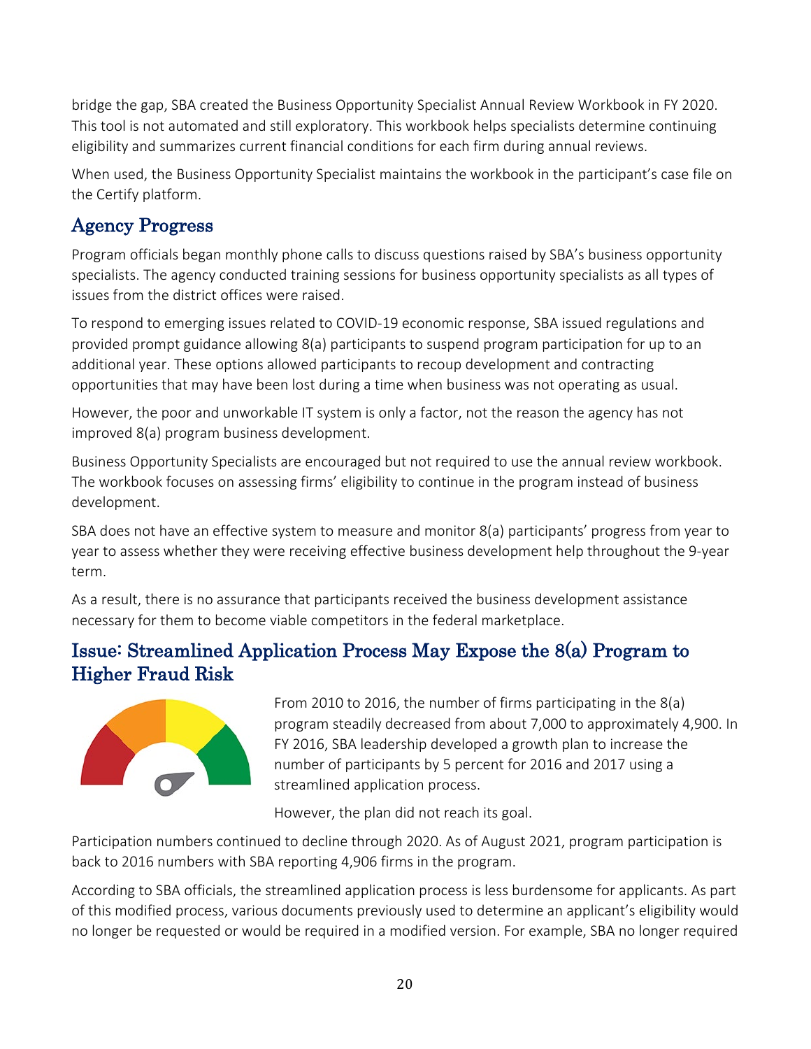bridge the gap, SBA created the Business Opportunity Specialist Annual Review Workbook in FY 2020. This tool is not automated and still exploratory. This workbook helps specialists determine continuing eligibility and summarizes current financial conditions for each firm during annual reviews.

When used, the Business Opportunity Specialist maintains the workbook in the participant's case file on the Certify platform.

## Agency Progress

Program officials began monthly phone calls to discuss questions raised by SBA's business opportunity specialists. The agency conducted training sessions for business opportunity specialists as all types of issues from the district offices were raised.

To respond to emerging issues related to COVID-19 economic response, SBA issued regulations and provided prompt guidance allowing 8(a) participants to suspend program participation for up to an additional year. These options allowed participants to recoup development and contracting opportunities that may have been lost during a time when business was not operating as usual.

However, the poor and unworkable IT system is only a factor, not the reason the agency has not improved 8(a) program business development.

Business Opportunity Specialists are encouraged but not required to use the annual review workbook. The workbook focuses on assessing firms' eligibility to continue in the program instead of business development.

SBA does not have an effective system to measure and monitor 8(a) participants' progress from year to year to assess whether they were receiving effective business development help throughout the 9-year term.

As a result, there is no assurance that participants received the business development assistance necessary for them to become viable competitors in the federal marketplace.

## Issue: Streamlined Application Process May Expose the 8(a) Program to Higher Fraud Risk

From 2010 to 2016, the number of firms participating in the 8(a) program steadily decreased from about 7,000 to approximately 4,900. In FY 2016, SBA leadership developed a growth plan to increase the number of participants by 5 percent for 2016 and 2017 using a streamlined application process.

However, the plan did not reach its goal.

Participation numbers continued to decline through 2020. As of August 2021, program participation is back to 2016 numbers with SBA reporting 4,906 firms in the program.

According to SBA officials, the streamlined application process is less burdensome for applicants. As part of this modified process, various documents previously used to determine an applicant's eligibility would no longer be requested or would be required in a modified version. For example, SBA no longer required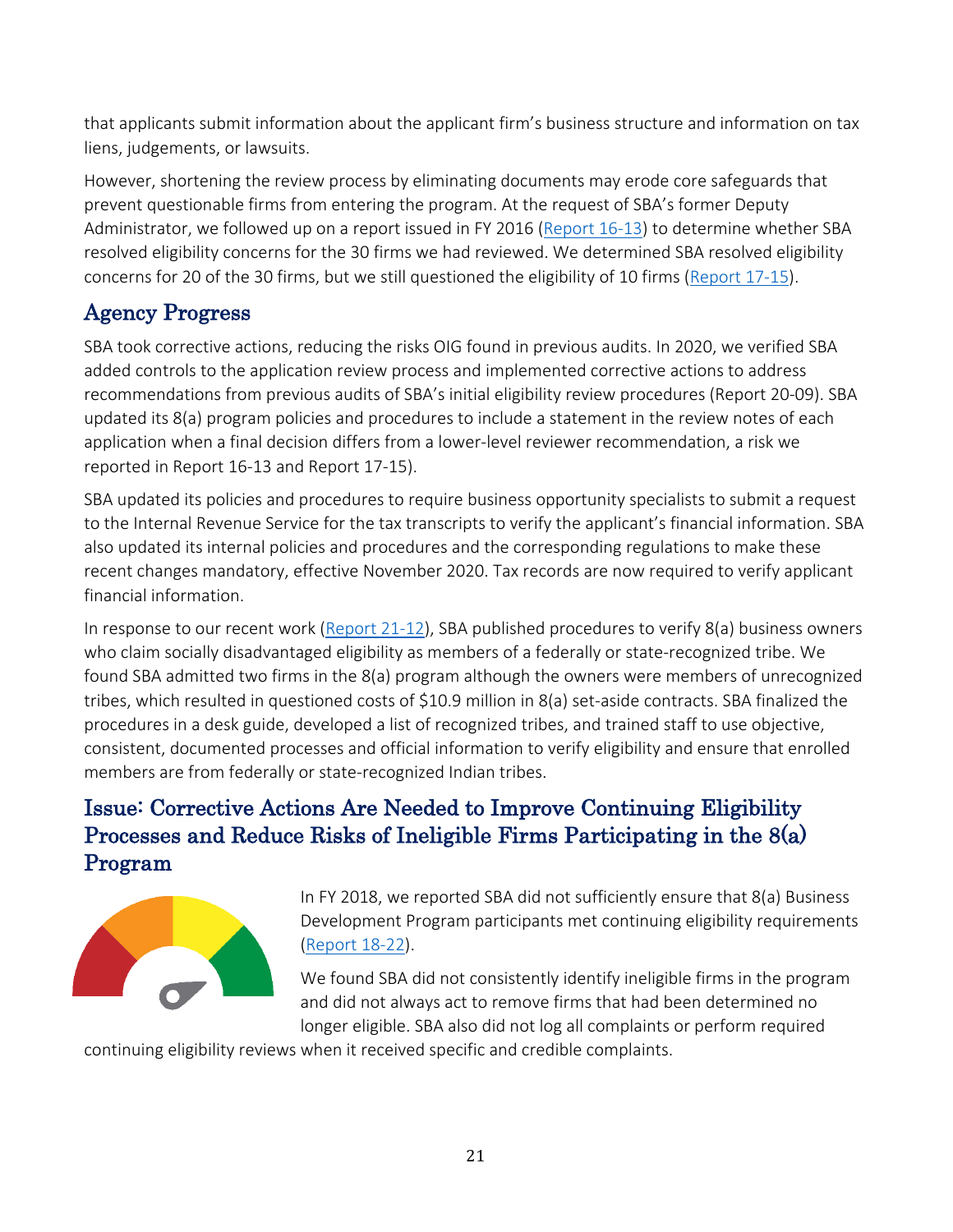that applicants submit information about the applicant firm's business structure and information on tax liens, judgements, or lawsuits.

However, shortening the review process by eliminating documents may erode core safeguards that prevent questionable firms from entering the program. At the request of SBA's former Deputy Administrator, we followed up on a report issued in FY 2016 (Report 16-13) to determine whether SBA resolved eligibility concerns for the 30 firms we had reviewed. We determined SBA resolved eligibility concerns for 20 of the 30 firms, but we still questioned the eligibility of 10 firms (Report 17-15).

## Agency Progress

SBA took corrective actions, reducing the risks OIG found in previous audits. In 2020, we verified SBA added controls to the application review process and implemented corrective actions to address recommendations from previous audits of SBA's initial eligibility review procedures (Report 20-09). SBA updated its 8(a) program policies and procedures to include a statement in the review notes of each application when a final decision differs from a lower-level reviewer recommendation, a risk we reported in Report 16-13 and Report 17-15).

SBA updated its policies and procedures to require business opportunity specialists to submit a request to the Internal Revenue Service for the tax transcripts to verify the applicant's financial information. SBA also updated its internal policies and procedures and the corresponding regulations to make these recent changes mandatory, effective November 2020. Tax records are now required to verify applicant financial information.

In response to our recent work (Report 21-12), SBA published procedures to verify 8(a) business owners who claim socially disadvantaged eligibility as members of a federally or state-recognized tribe. We found SBA admitted two firms in the 8(a) program although the owners were members of unrecognized tribes, which resulted in questioned costs of $10.9 million in 8(a) set-aside contracts. SBA finalized the procedures in a desk guide, developed a list of recognized tribes, and trained staff to use objective, consistent, documented processes and official information to verify eligibility and ensure that enrolled members are from federally or state-recognized Indian tribes.

## Issue: Corrective Actions Are Needed to Improve Continuing Eligibility Processes and Reduce Risks of Ineligible Firms Participating in the 8(a) Program

In FY 2018, we reported SBA did not sufficiently ensure that 8(a) Business Development Program participants met continuing eligibility requirements (Report 18-22).

We found SBA did not consistently identify ineligible firms in the program and did not always act to remove firms that had been determined no longer eligible. SBA also did not log all complaints or perform required continuing eligibility reviews when it received specific and credible complaints.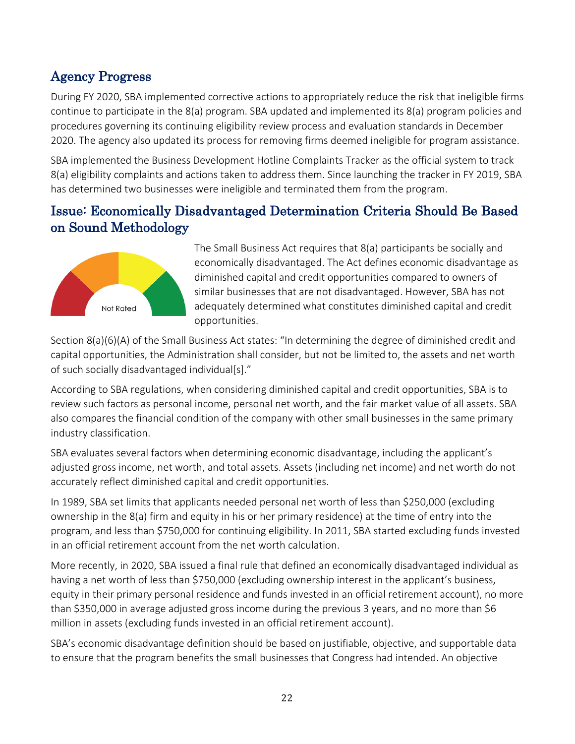## Agency Progress

During FY 2020, SBA implemented corrective actions to appropriately reduce the risk that ineligible firms continue to participate in the 8(a) program. SBA updated and implemented its 8(a) program policies and procedures governing its continuing eligibility review process and evaluation standards in December 2020. The agency also updated its process for removing firms deemed ineligible for program assistance.

SBA implemented the Business Development Hotline Complaints Tracker as the official system to track 8(a) eligibility complaints and actions taken to address them. Since launching the tracker in FY 2019, SBA has determined two businesses were ineligible and terminated them from the program.

## Issue: Economically Disadvantaged Determination Criteria Should Be Based on Sound Methodology

Not Rated

The Small Business Act requires that 8(a) participants be socially and economically disadvantaged. The Act defines economic disadvantage as diminished capital and credit opportunities compared to owners of similar businesses that are not disadvantaged. However, SBA has not adequately determined what constitutes diminished capital and credit opportunities.

Section 8(a)(6)(A) of the Small Business Act states: "In determining the degree of diminished credit and capital opportunities, the Administration shall consider, but not be limited to, the assets and net worth of such socially disadvantaged individual[s]."

According to SBA regulations, when considering diminished capital and credit opportunities, SBA is to review such factors as personal income, personal net worth, and the fair market value of all assets. SBA also compares the financial condition of the company with other small businesses in the same primary industry classification.

SBA evaluates several factors when determining economic disadvantage, including the applicant's adjusted gross income, net worth, and total assets. Assets (including net income) and net worth do not accurately reflect diminished capital and credit opportunities.

In 1989, SBA set limits that applicants needed personal net worth of less than $250,000 (excluding ownership in the 8(a) firm and equity in his or her primary residence) at the time of entry into the program, and less than $750,000 for continuing eligibility. In 2011, SBA started excluding funds invested in an official retirement account from the net worth calculation.

More recently, in 2020, SBA issued a final rule that defined an economically disadvantaged individual as having a net worth of less than $750,000 (excluding ownership interest in the applicant's business, equity in their primary personal residence and funds invested in an official retirement account), no more than $350,000 in average adjusted gross income during the previous 3 years, and no more than $6 million in assets (excluding funds invested in an official retirement account).

SBA's economic disadvantage definition should be based on justifiable, objective, and supportable data to ensure that the program benefits the small businesses that Congress had intended. An objective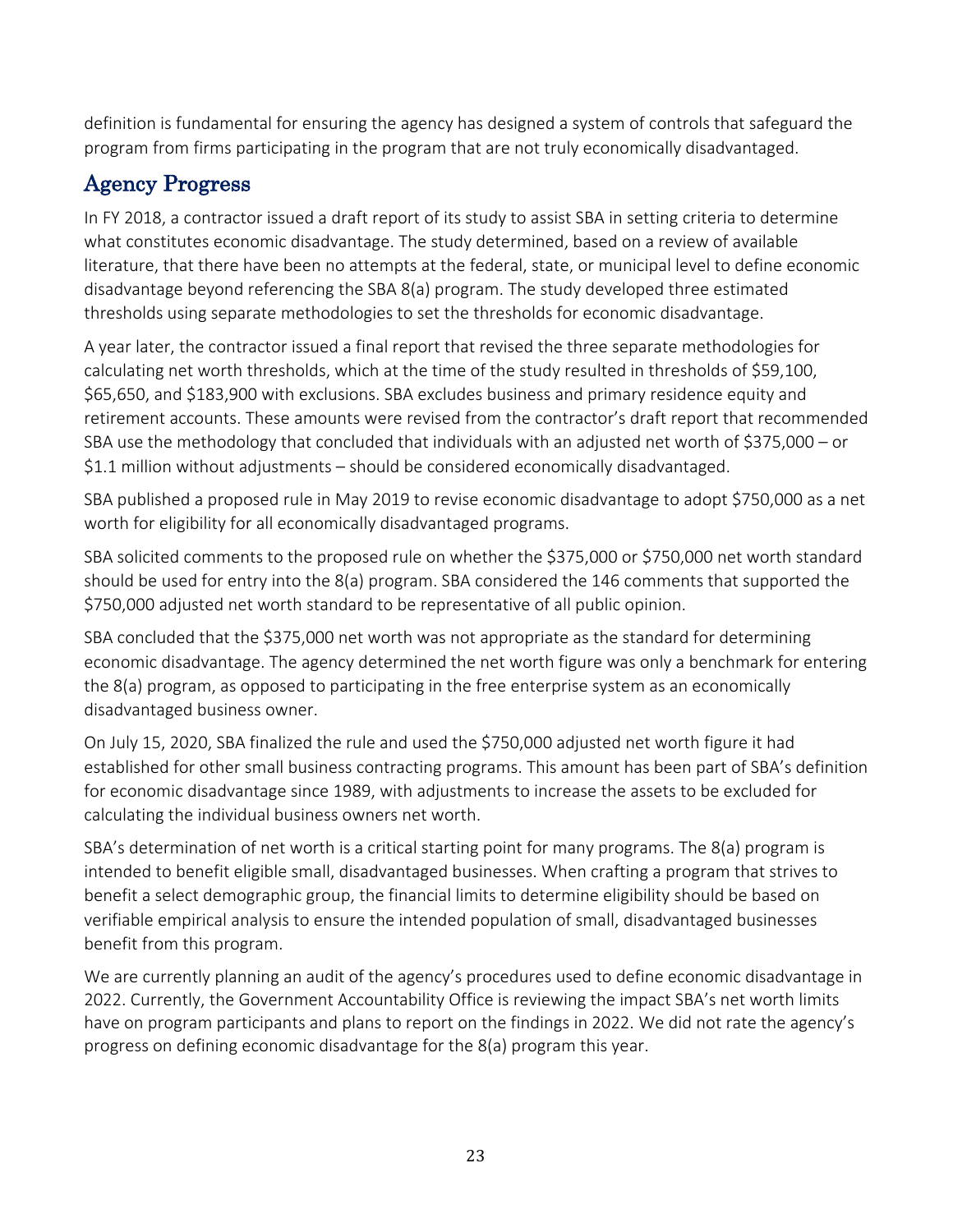definition is fundamental for ensuring the agency has designed a system of controls that safeguard the program from firms participating in the program that are not truly economically disadvantaged.

## Agency Progress

In FY 2018, a contractor issued a draft report of its study to assist SBA in setting criteria to determine what constitutes economic disadvantage. The study determined, based on a review of available literature, that there have been no attempts at the federal, state, or municipal level to define economic disadvantage beyond referencing the SBA 8(a) program. The study developed three estimated thresholds using separate methodologies to set the thresholds for economic disadvantage.

A year later, the contractor issued a final report that revised the three separate methodologies for calculating net worth thresholds, which at the time of the study resulted in thresholds of $59,100, $65,650, and $183,900 with exclusions. SBA excludes business and primary residence equity and retirement accounts. These amounts were revised from the contractor's draft report that recommended SBA use the methodology that concluded that individuals with an adjusted net worth of $375,000 – or $1.1 million without adjustments – should be considered economically disadvantaged.

SBA published a proposed rule in May 2019 to revise economic disadvantage to adopt $750,000 as a net worth for eligibility for all economically disadvantaged programs.

SBA solicited comments to the proposed rule on whether the $375,000 or $750,000 net worth standard should be used for entry into the 8(a) program. SBA considered the 146 comments that supported the $750,000 adjusted net worth standard to be representative of all public opinion.

SBA concluded that the $375,000 net worth was not appropriate as the standard for determining economic disadvantage. The agency determined the net worth figure was only a benchmark for entering the 8(a) program, as opposed to participating in the free enterprise system as an economically disadvantaged business owner.

On July 15, 2020, SBA finalized the rule and used the $750,000 adjusted net worth figure it had established for other small business contracting programs. This amount has been part of SBA's definition for economic disadvantage since 1989, with adjustments to increase the assets to be excluded for calculating the individual business owners net worth.

SBA's determination of net worth is a critical starting point for many programs. The 8(a) program is intended to benefit eligible small, disadvantaged businesses. When crafting a program that strives to benefit a select demographic group, the financial limits to determine eligibility should be based on verifiable empirical analysis to ensure the intended population of small, disadvantaged businesses benefit from this program.

We are currently planning an audit of the agency's procedures used to define economic disadvantage in 2022. Currently, the Government Accountability Office is reviewing the impact SBA's net worth limits have on program participants and plans to report on the findings in 2022. We did not rate the agency's progress on defining economic disadvantage for the 8(a) program this year.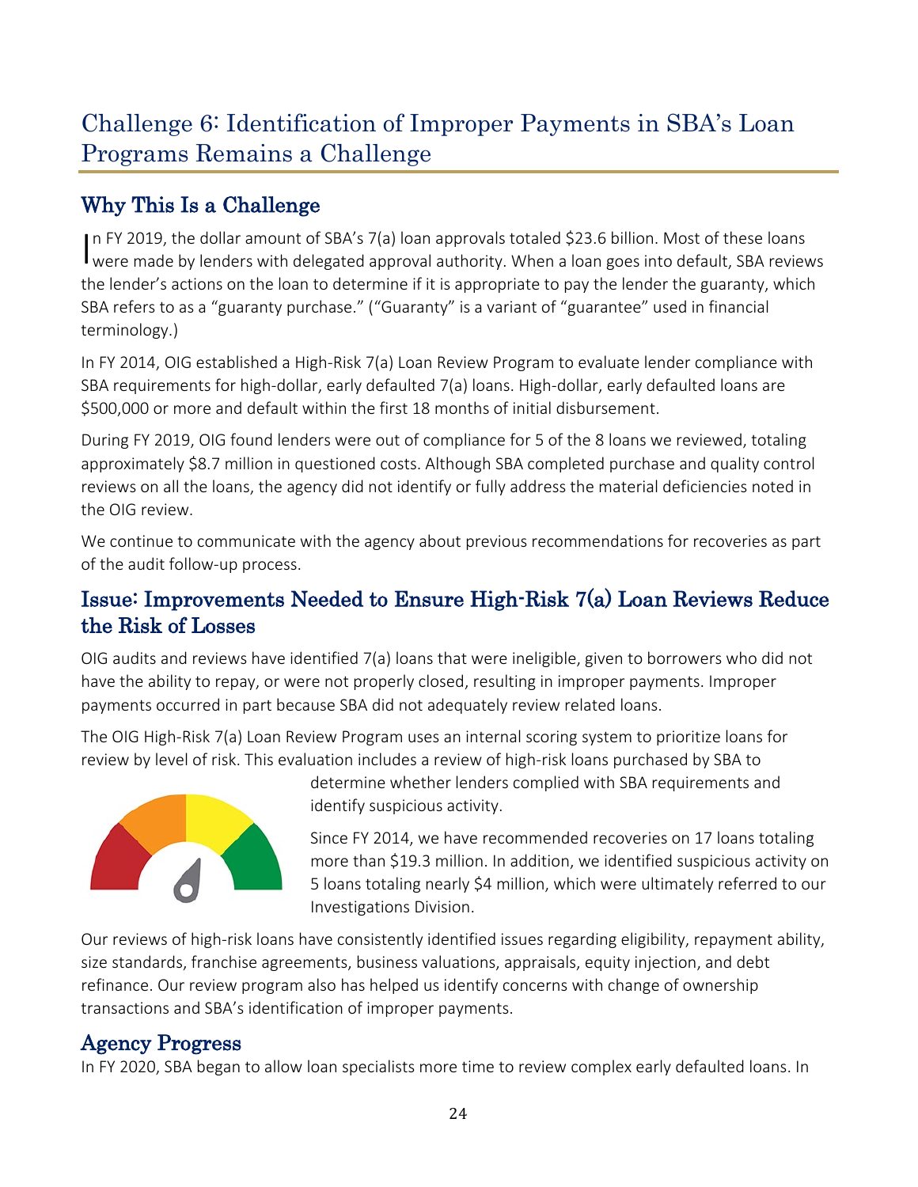# Challenge 6: Identification of Improper Payments in SBA's Loan Programs Remains a Challenge

## Why This Is a Challenge

In FY 2019, the dollar amount of SBA's 7(a) loan approvals totaled $23.6 billion. Most of these loans were made by lenders with delegated approval authority. When a loan goes into default, SBA reviews the lender's actions on the loan to determine if it is appropriate to pay the lender the guaranty, which SBA refers to as a "guaranty purchase." ("Guaranty" is a variant of "guarantee" used in financial terminology.)

In FY 2014, OIG established a High-Risk 7(a) Loan Review Program to evaluate lender compliance with SBA requirements for high-dollar, early defaulted 7(a) loans. High-dollar, early defaulted loans are $500,000 or more and default within the first 18 months of initial disbursement.

During FY 2019, OIG found lenders were out of compliance for 5 of the 8 loans we reviewed, totaling approximately $8.7 million in questioned costs. Although SBA completed purchase and quality control reviews on all the loans, the agency did not identify or fully address the material deficiencies noted in the OIG review.

We continue to communicate with the agency about previous recommendations for recoveries as part of the audit follow-up process.

## Issue: Improvements Needed to Ensure High-Risk 7(a) Loan Reviews Reduce the Risk of Losses

OIG audits and reviews have identified 7(a) loans that were ineligible, given to borrowers who did not have the ability to repay, or were not properly closed, resulting in improper payments. Improper payments occurred in part because SBA did not adequately review related loans.

The OIG High-Risk 7(a) Loan Review Program uses an internal scoring system to prioritize loans for review by level of risk. This evaluation includes a review of high-risk loans purchased by SBA to determine whether lenders complied with SBA requirements and identify suspicious activity.

Since FY 2014, we have recommended recoveries on 17 loans totaling more than $19.3 million. In addition, we identified suspicious activity on 5 loans totaling nearly $4 million, which were ultimately referred to our Investigations Division.

Our reviews of high-risk loans have consistently identified issues regarding eligibility, repayment ability, size standards, franchise agreements, business valuations, appraisals, equity injection, and debt refinance. Our review program also has helped us identify concerns with change of ownership transactions and SBA's identification of improper payments.

## Agency Progress

In FY 2020, SBA began to allow loan specialists more time to review complex early defaulted loans. In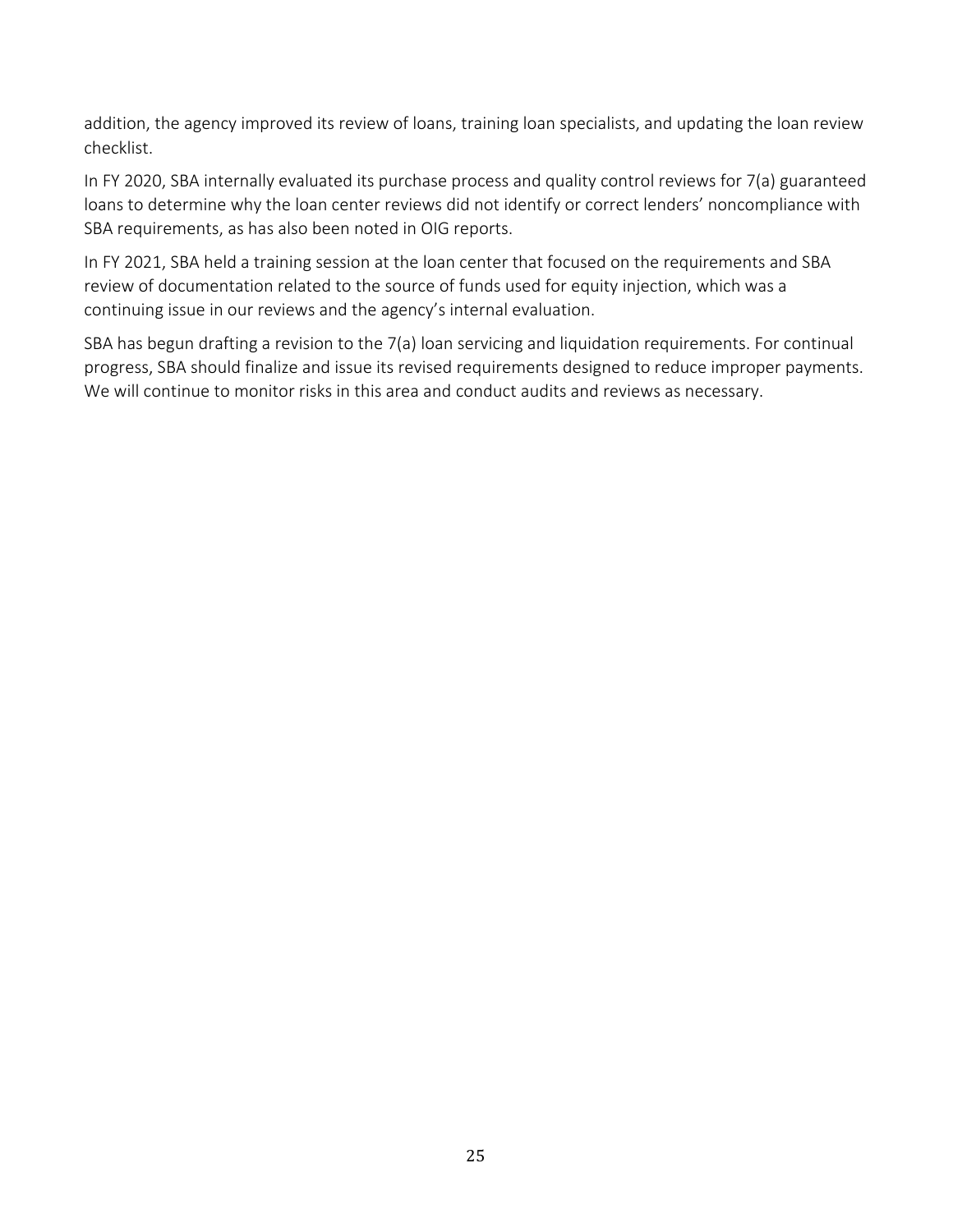addition, the agency improved its review of loans, training loan specialists, and updating the loan review checklist.

In FY 2020, SBA internally evaluated its purchase process and quality control reviews for 7(a) guaranteed loans to determine why the loan center reviews did not identify or correct lenders' noncompliance with SBA requirements, as has also been noted in OIG reports.

In FY 2021, SBA held a training session at the loan center that focused on the requirements and SBA review of documentation related to the source of funds used for equity injection, which was a continuing issue in our reviews and the agency's internal evaluation.

SBA has begun drafting a revision to the 7(a) loan servicing and liquidation requirements. For continual progress, SBA should finalize and issue its revised requirements designed to reduce improper payments. We will continue to monitor risks in this area and conduct audits and reviews as necessary.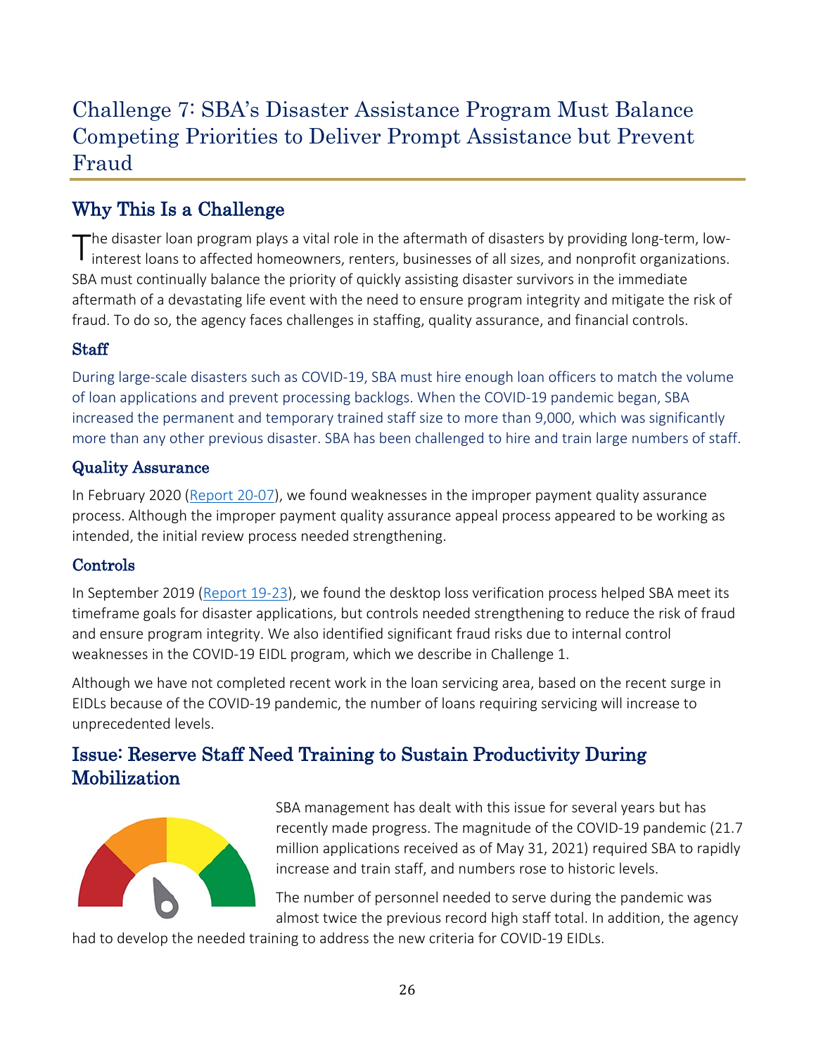# Challenge 7: SBA's Disaster Assistance Program Must Balance Competing Priorities to Deliver Prompt Assistance but Prevent Fraud

## Why This Is a Challenge

The disaster loan program plays a vital role in the aftermath of disasters by providing long-term, low-interest loans to affected homeowners, renters, businesses of all sizes, and nonprofit organizations. SBA must continually balance the priority of quickly assisting disaster survivors in the immediate aftermath of a devastating life event with the need to ensure program integrity and mitigate the risk of fraud. To do so, the agency faces challenges in staffing, quality assurance, and financial controls.

### Staff

During large-scale disasters such as COVID-19, SBA must hire enough loan officers to match the volume of loan applications and prevent processing backlogs. When the COVID-19 pandemic began, SBA increased the permanent and temporary trained staff size to more than 9,000, which was significantly more than any other previous disaster. SBA has been challenged to hire and train large numbers of staff.

### Quality Assurance

In February 2020 (Report 20-07), we found weaknesses in the improper payment quality assurance process. Although the improper payment quality assurance appeal process appeared to be working as intended, the initial review process needed strengthening.

### Controls

In September 2019 (Report 19-23), we found the desktop loss verification process helped SBA meet its timeframe goals for disaster applications, but controls needed strengthening to reduce the risk of fraud and ensure program integrity. We also identified significant fraud risks due to internal control weaknesses in the COVID-19 EIDL program, which we describe in Challenge 1.

Although we have not completed recent work in the loan servicing area, based on the recent surge in EIDLs because of the COVID-19 pandemic, the number of loans requiring servicing will increase to unprecedented levels.

## Issue: Reserve Staff Need Training to Sustain Productivity During Mobilization

SBA management has dealt with this issue for several years but has recently made progress. The magnitude of the COVID-19 pandemic (21.7 million applications received as of May 31, 2021) required SBA to rapidly increase and train staff, and numbers rose to historic levels.

The number of personnel needed to serve during the pandemic was almost twice the previous record high staff total. In addition, the agency had to develop the needed training to address the new criteria for COVID-19 EIDLs.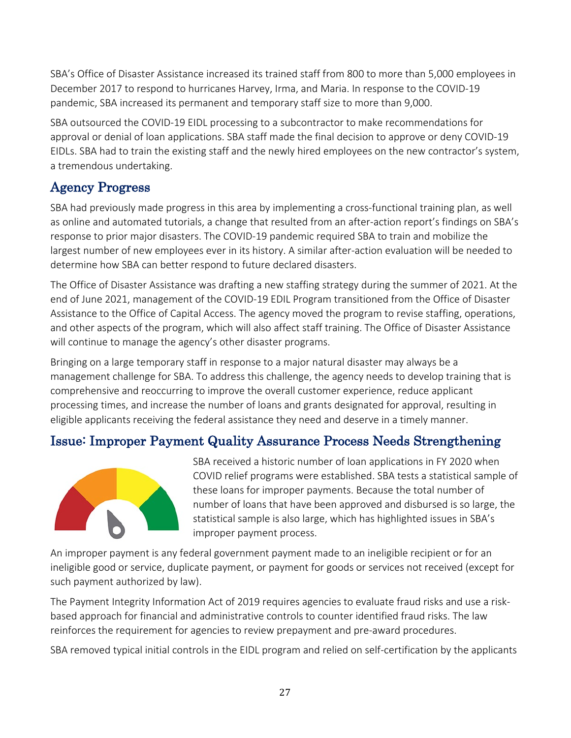SBA's Office of Disaster Assistance increased its trained staff from 800 to more than 5,000 employees in December 2017 to respond to hurricanes Harvey, Irma, and Maria. In response to the COVID-19 pandemic, SBA increased its permanent and temporary staff size to more than 9,000.

SBA outsourced the COVID-19 EIDL processing to a subcontractor to make recommendations for approval or denial of loan applications. SBA staff made the final decision to approve or deny COVID-19 EIDLs. SBA had to train the existing staff and the newly hired employees on the new contractor's system, a tremendous undertaking.

## Agency Progress

SBA had previously made progress in this area by implementing a cross-functional training plan, as well as online and automated tutorials, a change that resulted from an after-action report's findings on SBA's response to prior major disasters. The COVID-19 pandemic required SBA to train and mobilize the largest number of new employees ever in its history. A similar after-action evaluation will be needed to determine how SBA can better respond to future declared disasters.

The Office of Disaster Assistance was drafting a new staffing strategy during the summer of 2021. At the end of June 2021, management of the COVID-19 EDIL Program transitioned from the Office of Disaster Assistance to the Office of Capital Access. The agency moved the program to revise staffing, operations, and other aspects of the program, which will also affect staff training. The Office of Disaster Assistance will continue to manage the agency's other disaster programs.

Bringing on a large temporary staff in response to a major natural disaster may always be a management challenge for SBA. To address this challenge, the agency needs to develop training that is comprehensive and reoccurring to improve the overall customer experience, reduce applicant processing times, and increase the number of loans and grants designated for approval, resulting in eligible applicants receiving the federal assistance they need and deserve in a timely manner.

## Issue: Improper Payment Quality Assurance Process Needs Strengthening

SBA received a historic number of loan applications in FY 2020 when COVID relief programs were established. SBA tests a statistical sample of these loans for improper payments. Because the total number of number of loans that have been approved and disbursed is so large, the statistical sample is also large, which has highlighted issues in SBA's improper payment process.

An improper payment is any federal government payment made to an ineligible recipient or for an ineligible good or service, duplicate payment, or payment for goods or services not received (except for such payment authorized by law).

The Payment Integrity Information Act of 2019 requires agencies to evaluate fraud risks and use a risk-based approach for financial and administrative controls to counter identified fraud risks. The law reinforces the requirement for agencies to review prepayment and pre-award procedures.

SBA removed typical initial controls in the EIDL program and relied on self-certification by the applicants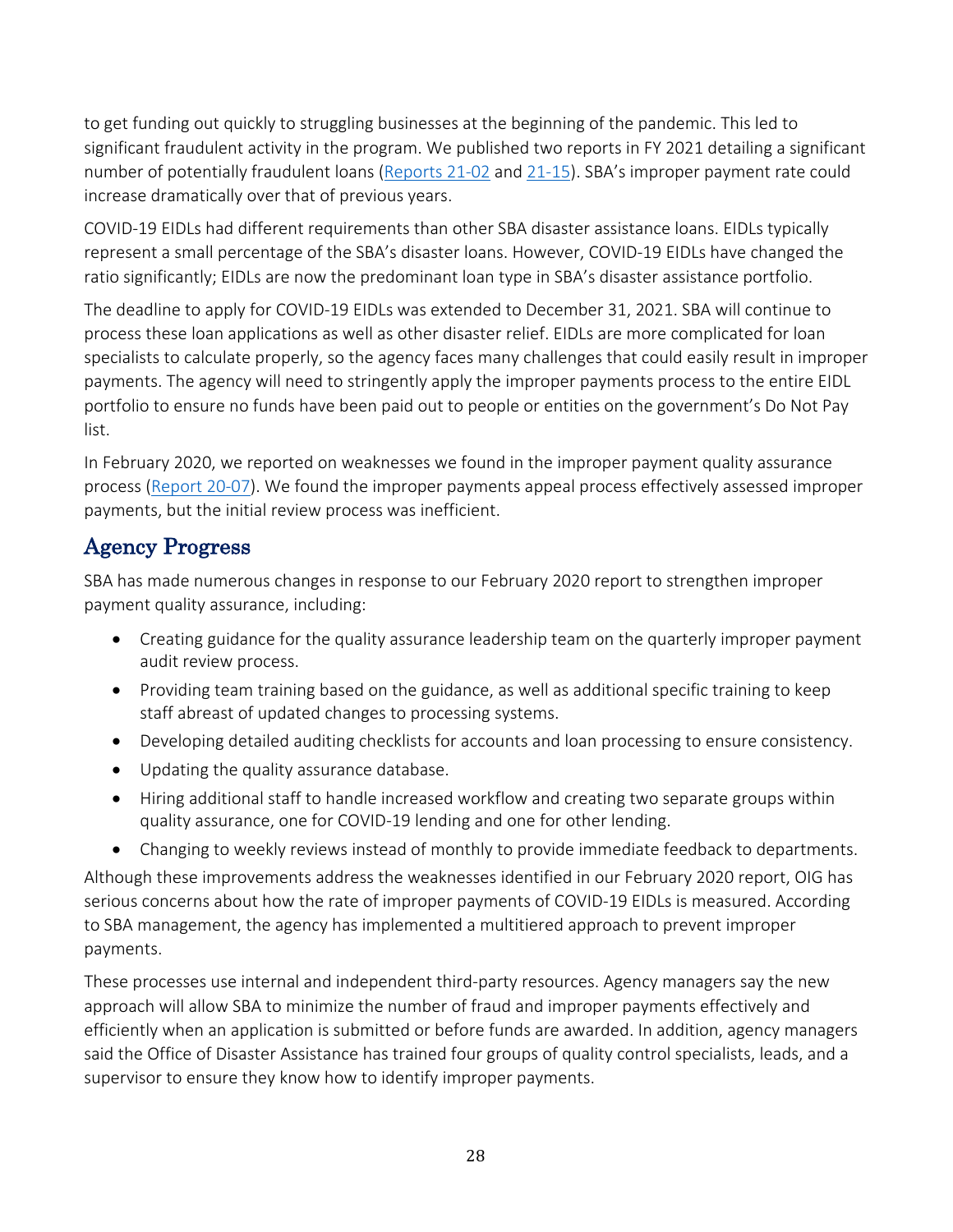to get funding out quickly to struggling businesses at the beginning of the pandemic. This led to significant fraudulent activity in the program. We published two reports in FY 2021 detailing a significant number of potentially fraudulent loans (Reports 21-02 and 21-15). SBA's improper payment rate could increase dramatically over that of previous years.

COVID-19 EIDLs had different requirements than other SBA disaster assistance loans. EIDLs typically represent a small percentage of the SBA's disaster loans. However, COVID-19 EIDLs have changed the ratio significantly; EIDLs are now the predominant loan type in SBA's disaster assistance portfolio.

The deadline to apply for COVID-19 EIDLs was extended to December 31, 2021. SBA will continue to process these loan applications as well as other disaster relief. EIDLs are more complicated for loan specialists to calculate properly, so the agency faces many challenges that could easily result in improper payments. The agency will need to stringently apply the improper payments process to the entire EIDL portfolio to ensure no funds have been paid out to people or entities on the government's Do Not Pay list.

In February 2020, we reported on weaknesses we found in the improper payment quality assurance process (Report 20-07). We found the improper payments appeal process effectively assessed improper payments, but the initial review process was inefficient.

## Agency Progress

SBA has made numerous changes in response to our February 2020 report to strengthen improper payment quality assurance, including:

- Creating guidance for the quality assurance leadership team on the quarterly improper payment audit review process.
- Providing team training based on the guidance, as well as additional specific training to keep staff abreast of updated changes to processing systems.
- Developing detailed auditing checklists for accounts and loan processing to ensure consistency.
- Updating the quality assurance database.
- Hiring additional staff to handle increased workflow and creating two separate groups within quality assurance, one for COVID-19 lending and one for other lending.
- Changing to weekly reviews instead of monthly to provide immediate feedback to departments.

Although these improvements address the weaknesses identified in our February 2020 report, OIG has serious concerns about how the rate of improper payments of COVID-19 EIDLs is measured. According to SBA management, the agency has implemented a multitiered approach to prevent improper payments.

These processes use internal and independent third-party resources. Agency managers say the new approach will allow SBA to minimize the number of fraud and improper payments effectively and efficiently when an application is submitted or before funds are awarded. In addition, agency managers said the Office of Disaster Assistance has trained four groups of quality control specialists, leads, and a supervisor to ensure they know how to identify improper payments.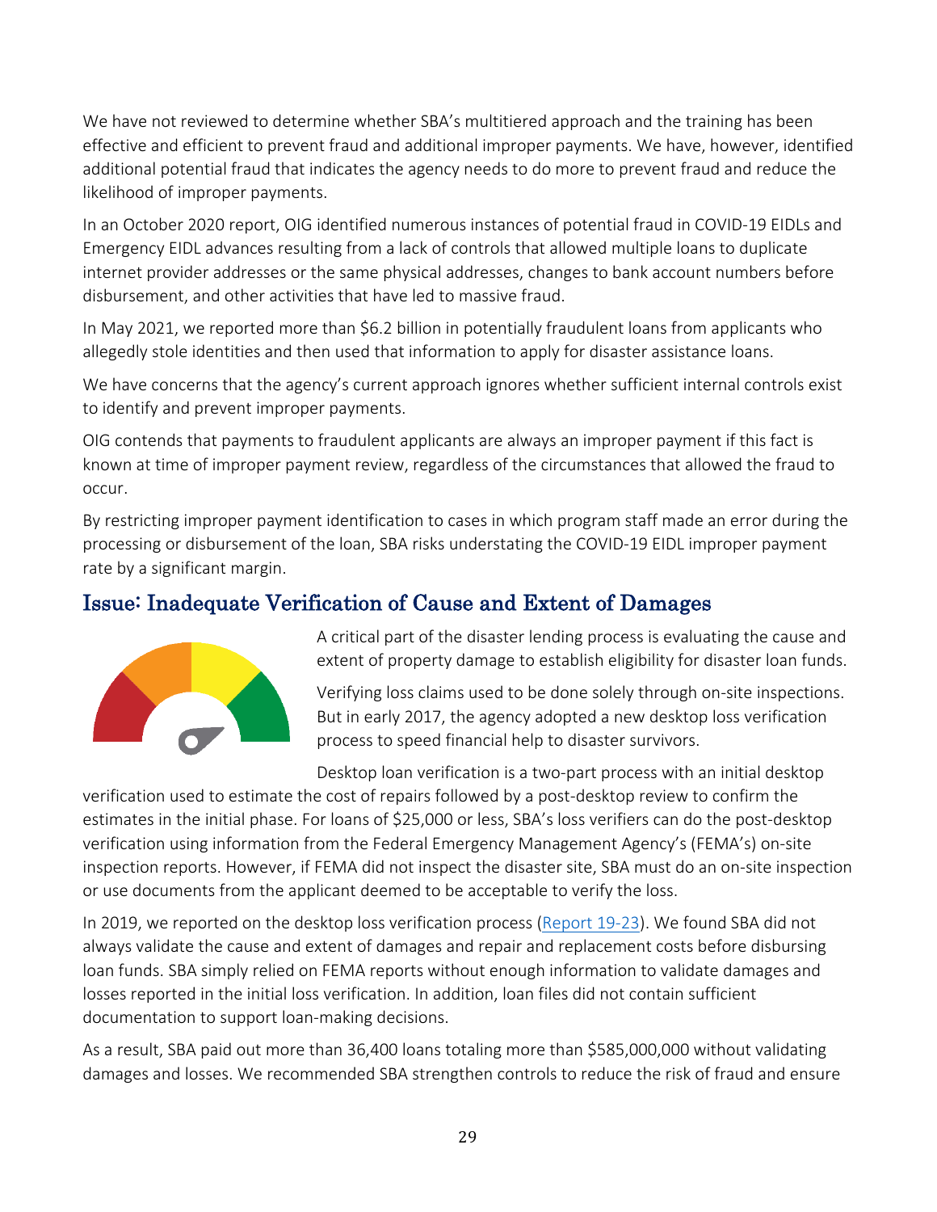We have not reviewed to determine whether SBA's multitiered approach and the training has been effective and efficient to prevent fraud and additional improper payments. We have, however, identified additional potential fraud that indicates the agency needs to do more to prevent fraud and reduce the likelihood of improper payments.

In an October 2020 report, OIG identified numerous instances of potential fraud in COVID-19 EIDLs and Emergency EIDL advances resulting from a lack of controls that allowed multiple loans to duplicate internet provider addresses or the same physical addresses, changes to bank account numbers before disbursement, and other activities that have led to massive fraud.

In May 2021, we reported more than $6.2 billion in potentially fraudulent loans from applicants who allegedly stole identities and then used that information to apply for disaster assistance loans.

We have concerns that the agency's current approach ignores whether sufficient internal controls exist to identify and prevent improper payments.

OIG contends that payments to fraudulent applicants are always an improper payment if this fact is known at time of improper payment review, regardless of the circumstances that allowed the fraud to occur.

By restricting improper payment identification to cases in which program staff made an error during the processing or disbursement of the loan, SBA risks understating the COVID-19 EIDL improper payment rate by a significant margin.

## Issue: Inadequate Verification of Cause and Extent of Damages

A critical part of the disaster lending process is evaluating the cause and extent of property damage to establish eligibility for disaster loan funds.

Verifying loss claims used to be done solely through on-site inspections. But in early 2017, the agency adopted a new desktop loss verification process to speed financial help to disaster survivors.

Desktop loan verification is a two-part process with an initial desktop verification used to estimate the cost of repairs followed by a post-desktop review to confirm the estimates in the initial phase. For loans of $25,000 or less, SBA's loss verifiers can do the post-desktop verification using information from the Federal Emergency Management Agency's (FEMA's) on-site inspection reports. However, if FEMA did not inspect the disaster site, SBA must do an on-site inspection or use documents from the applicant deemed to be acceptable to verify the loss.

In 2019, we reported on the desktop loss verification process (Report 19-23). We found SBA did not always validate the cause and extent of damages and repair and replacement costs before disbursing loan funds. SBA simply relied on FEMA reports without enough information to validate damages and losses reported in the initial loss verification. In addition, loan files did not contain sufficient documentation to support loan-making decisions.

As a result, SBA paid out more than 36,400 loans totaling more than $585,000,000 without validating damages and losses. We recommended SBA strengthen controls to reduce the risk of fraud and ensure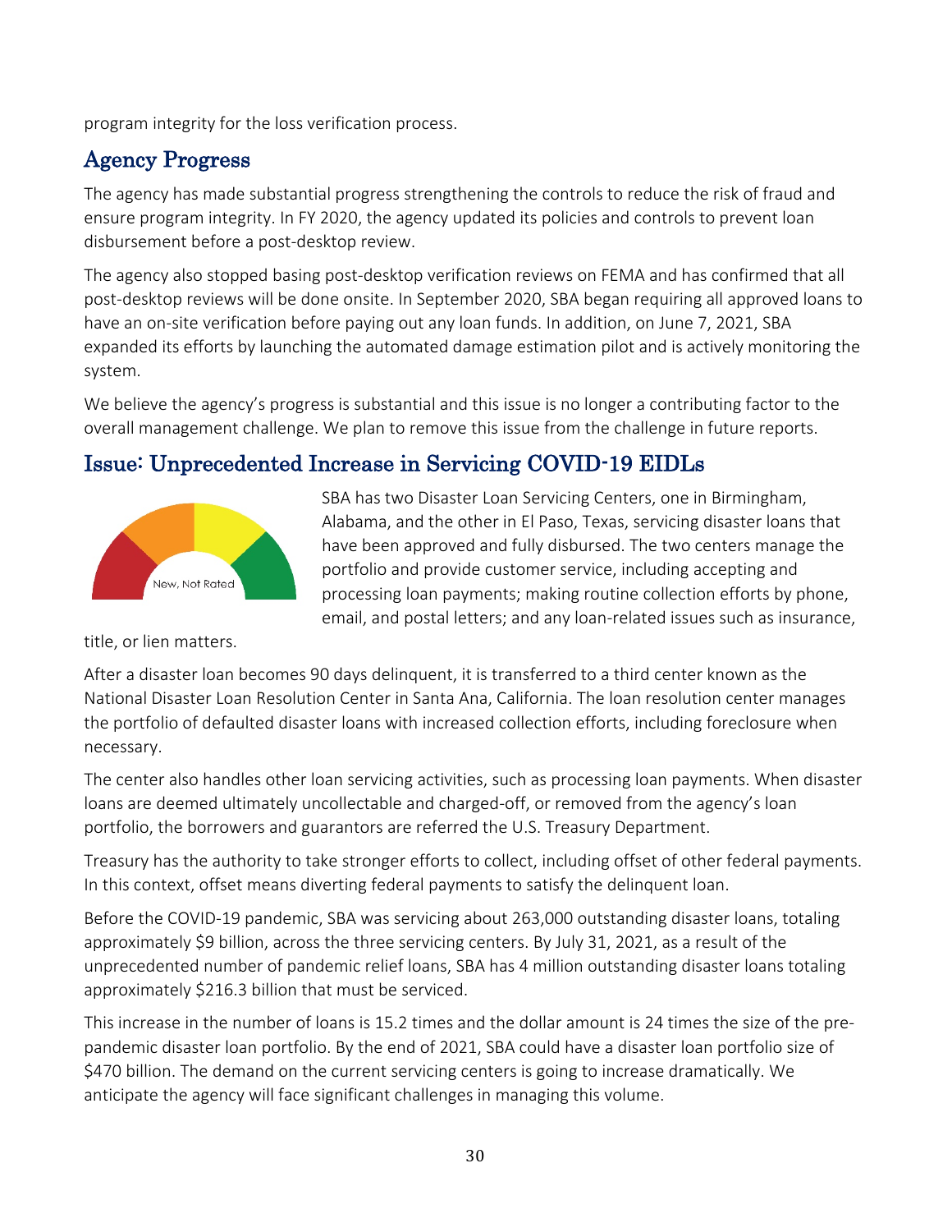program integrity for the loss verification process.

## Agency Progress

The agency has made substantial progress strengthening the controls to reduce the risk of fraud and ensure program integrity. In FY 2020, the agency updated its policies and controls to prevent loan disbursement before a post-desktop review.

The agency also stopped basing post-desktop verification reviews on FEMA and has confirmed that all post-desktop reviews will be done onsite. In September 2020, SBA began requiring all approved loans to have an on-site verification before paying out any loan funds. In addition, on June 7, 2021, SBA expanded its efforts by launching the automated damage estimation pilot and is actively monitoring the system.

We believe the agency's progress is substantial and this issue is no longer a contributing factor to the overall management challenge. We plan to remove this issue from the challenge in future reports.

## Issue: Unprecedented Increase in Servicing COVID-19 EIDLs

New, Not Rated

SBA has two Disaster Loan Servicing Centers, one in Birmingham, Alabama, and the other in El Paso, Texas, servicing disaster loans that have been approved and fully disbursed. The two centers manage the portfolio and provide customer service, including accepting and processing loan payments; making routine collection efforts by phone, email, and postal letters; and any loan-related issues such as insurance, title, or lien matters.

After a disaster loan becomes 90 days delinquent, it is transferred to a third center known as the National Disaster Loan Resolution Center in Santa Ana, California. The loan resolution center manages the portfolio of defaulted disaster loans with increased collection efforts, including foreclosure when necessary.

The center also handles other loan servicing activities, such as processing loan payments. When disaster loans are deemed ultimately uncollectable and charged-off, or removed from the agency's loan portfolio, the borrowers and guarantors are referred the U.S. Treasury Department.

Treasury has the authority to take stronger efforts to collect, including offset of other federal payments. In this context, offset means diverting federal payments to satisfy the delinquent loan.

Before the COVID-19 pandemic, SBA was servicing about 263,000 outstanding disaster loans, totaling approximately $9 billion, across the three servicing centers. By July 31, 2021, as a result of the unprecedented number of pandemic relief loans, SBA has 4 million outstanding disaster loans totaling approximately $216.3 billion that must be serviced.

This increase in the number of loans is 15.2 times and the dollar amount is 24 times the size of the pre-pandemic disaster loan portfolio. By the end of 2021, SBA could have a disaster loan portfolio size of $470 billion. The demand on the current servicing centers is going to increase dramatically. We anticipate the agency will face significant challenges in managing this volume.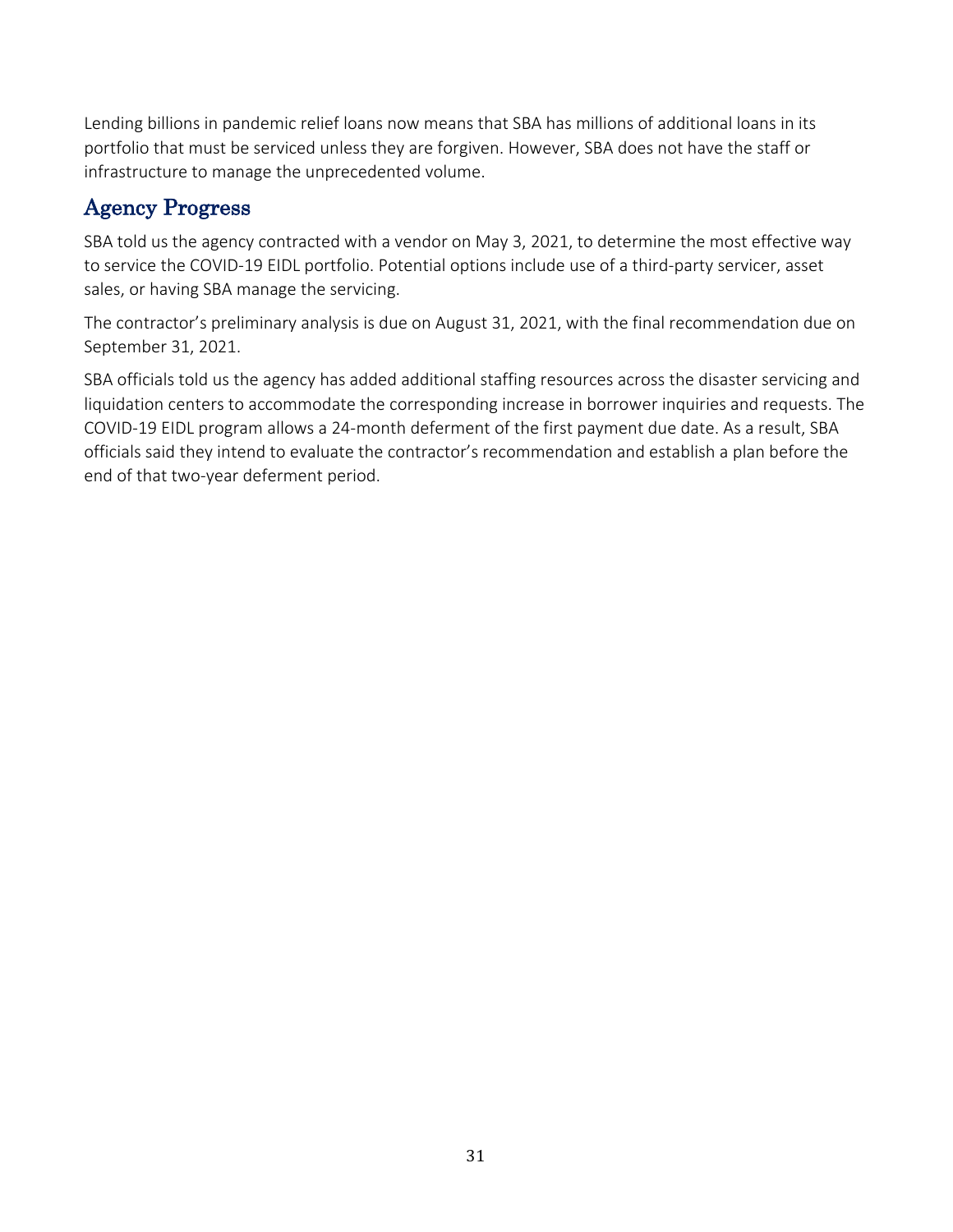Lending billions in pandemic relief loans now means that SBA has millions of additional loans in its portfolio that must be serviced unless they are forgiven. However, SBA does not have the staff or infrastructure to manage the unprecedented volume.

## Agency Progress

SBA told us the agency contracted with a vendor on May 3, 2021, to determine the most effective way to service the COVID-19 EIDL portfolio. Potential options include use of a third-party servicer, asset sales, or having SBA manage the servicing.

The contractor's preliminary analysis is due on August 31, 2021, with the final recommendation due on September 31, 2021.

SBA officials told us the agency has added additional staffing resources across the disaster servicing and liquidation centers to accommodate the corresponding increase in borrower inquiries and requests. The COVID-19 EIDL program allows a 24-month deferment of the first payment due date. As a result, SBA officials said they intend to evaluate the contractor's recommendation and establish a plan before the end of that two-year deferment period.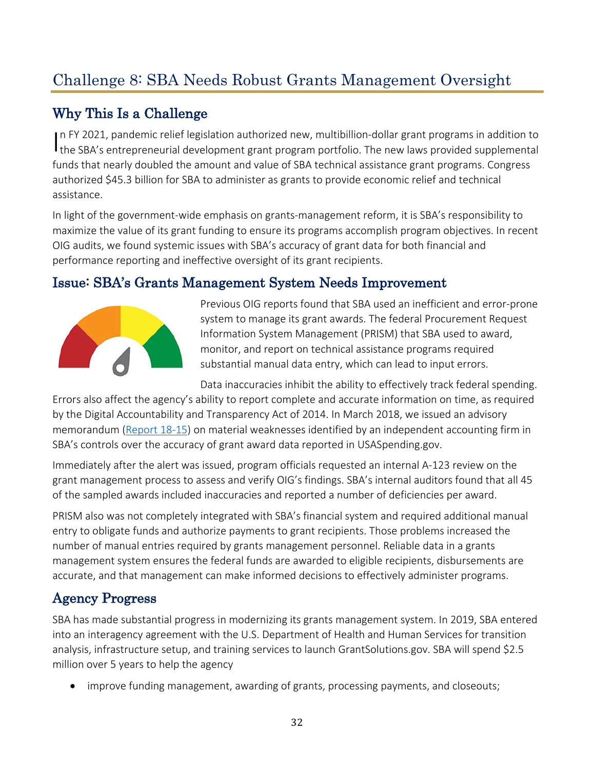# Challenge 8: SBA Needs Robust Grants Management Oversight

## Why This Is a Challenge

In FY 2021, pandemic relief legislation authorized new, multibillion-dollar grant programs in addition to the SBA's entrepreneurial development grant program portfolio. The new laws provided supplemental funds that nearly doubled the amount and value of SBA technical assistance grant programs. Congress authorized $45.3 billion for SBA to administer as grants to provide economic relief and technical assistance.

In light of the government-wide emphasis on grants-management reform, it is SBA's responsibility to maximize the value of its grant funding to ensure its programs accomplish program objectives. In recent OIG audits, we found systemic issues with SBA's accuracy of grant data for both financial and performance reporting and ineffective oversight of its grant recipients.

## Issue: SBA's Grants Management System Needs Improvement

Previous OIG reports found that SBA used an inefficient and error-prone system to manage its grant awards. The federal Procurement Request Information System Management (PRISM) that SBA used to award, monitor, and report on technical assistance programs required substantial manual data entry, which can lead to input errors.

Data inaccuracies inhibit the ability to effectively track federal spending. Errors also affect the agency's ability to report complete and accurate information on time, as required by the Digital Accountability and Transparency Act of 2014. In March 2018, we issued an advisory memorandum (Report 18-15) on material weaknesses identified by an independent accounting firm in SBA's controls over the accuracy of grant award data reported in USASpending.gov.

Immediately after the alert was issued, program officials requested an internal A-123 review on the grant management process to assess and verify OIG's findings. SBA's internal auditors found that all 45 of the sampled awards included inaccuracies and reported a number of deficiencies per award.

PRISM also was not completely integrated with SBA's financial system and required additional manual entry to obligate funds and authorize payments to grant recipients. Those problems increased the number of manual entries required by grants management personnel. Reliable data in a grants management system ensures the federal funds are awarded to eligible recipients, disbursements are accurate, and that management can make informed decisions to effectively administer programs.

## Agency Progress

SBA has made substantial progress in modernizing its grants management system. In 2019, SBA entered into an interagency agreement with the U.S. Department of Health and Human Services for transition analysis, infrastructure setup, and training services to launch GrantSolutions.gov. SBA will spend $2.5 million over 5 years to help the agency

- improve funding management, awarding of grants, processing payments, and closeouts;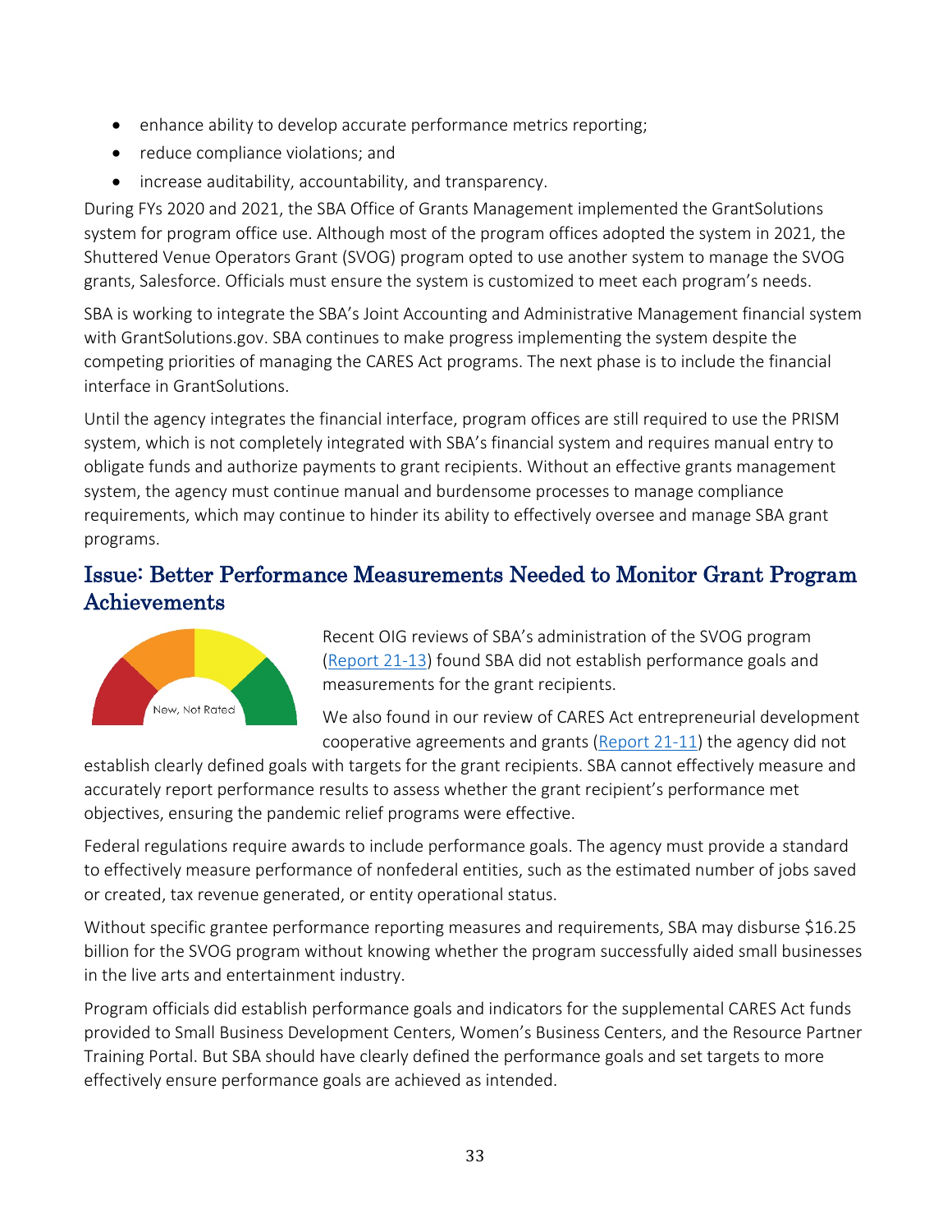- enhance ability to develop accurate performance metrics reporting;
- reduce compliance violations; and
- increase auditability, accountability, and transparency.

During FYs 2020 and 2021, the SBA Office of Grants Management implemented the GrantSolutions system for program office use. Although most of the program offices adopted the system in 2021, the Shuttered Venue Operators Grant (SVOG) program opted to use another system to manage the SVOG grants, Salesforce. Officials must ensure the system is customized to meet each program's needs.

SBA is working to integrate the SBA's Joint Accounting and Administrative Management financial system with GrantSolutions.gov. SBA continues to make progress implementing the system despite the competing priorities of managing the CARES Act programs. The next phase is to include the financial interface in GrantSolutions.

Until the agency integrates the financial interface, program offices are still required to use the PRISM system, which is not completely integrated with SBA's financial system and requires manual entry to obligate funds and authorize payments to grant recipients. Without an effective grants management system, the agency must continue manual and burdensome processes to manage compliance requirements, which may continue to hinder its ability to effectively oversee and manage SBA grant programs.

## Issue: Better Performance Measurements Needed to Monitor Grant Program Achievements

New, Not Rated

Recent OIG reviews of SBA's administration of the SVOG program (Report 21-13) found SBA did not establish performance goals and measurements for the grant recipients.

We also found in our review of CARES Act entrepreneurial development cooperative agreements and grants (Report 21-11) the agency did not establish clearly defined goals with targets for the grant recipients. SBA cannot effectively measure and accurately report performance results to assess whether the grant recipient's performance met objectives, ensuring the pandemic relief programs were effective.

Federal regulations require awards to include performance goals. The agency must provide a standard to effectively measure performance of nonfederal entities, such as the estimated number of jobs saved or created, tax revenue generated, or entity operational status.

Without specific grantee performance reporting measures and requirements, SBA may disburse $16.25 billion for the SVOG program without knowing whether the program successfully aided small businesses in the live arts and entertainment industry.

Program officials did establish performance goals and indicators for the supplemental CARES Act funds provided to Small Business Development Centers, Women's Business Centers, and the Resource Partner Training Portal. But SBA should have clearly defined the performance goals and set targets to more effectively ensure performance goals are achieved as intended.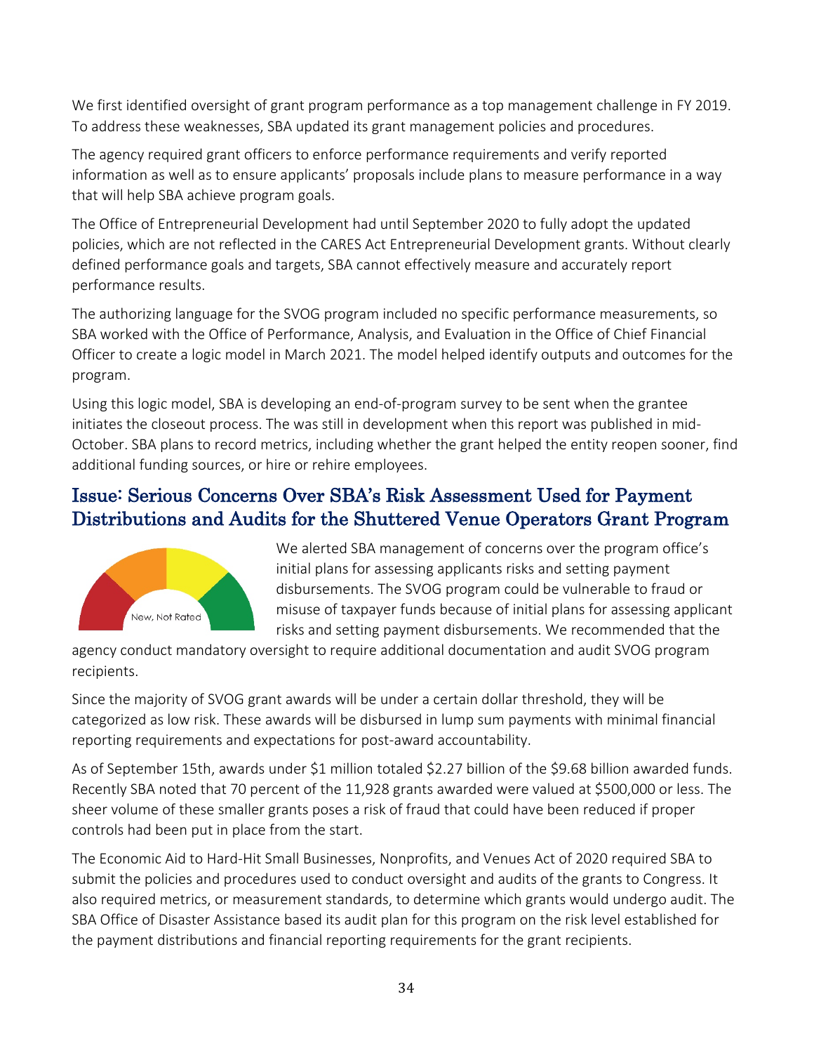We first identified oversight of grant program performance as a top management challenge in FY 2019. To address these weaknesses, SBA updated its grant management policies and procedures.

The agency required grant officers to enforce performance requirements and verify reported information as well as to ensure applicants' proposals include plans to measure performance in a way that will help SBA achieve program goals.

The Office of Entrepreneurial Development had until September 2020 to fully adopt the updated policies, which are not reflected in the CARES Act Entrepreneurial Development grants. Without clearly defined performance goals and targets, SBA cannot effectively measure and accurately report performance results.

The authorizing language for the SVOG program included no specific performance measurements, so SBA worked with the Office of Performance, Analysis, and Evaluation in the Office of Chief Financial Officer to create a logic model in March 2021. The model helped identify outputs and outcomes for the program.

Using this logic model, SBA is developing an end-of-program survey to be sent when the grantee initiates the closeout process. The was still in development when this report was published in mid-October. SBA plans to record metrics, including whether the grant helped the entity reopen sooner, find additional funding sources, or hire or rehire employees.

## Issue: Serious Concerns Over SBA's Risk Assessment Used for Payment Distributions and Audits for the Shuttered Venue Operators Grant Program

New, Not Rated

We alerted SBA management of concerns over the program office's initial plans for assessing applicants risks and setting payment disbursements. The SVOG program could be vulnerable to fraud or misuse of taxpayer funds because of initial plans for assessing applicant risks and setting payment disbursements. We recommended that the agency conduct mandatory oversight to require additional documentation and audit SVOG program recipients.

Since the majority of SVOG grant awards will be under a certain dollar threshold, they will be categorized as low risk. These awards will be disbursed in lump sum payments with minimal financial reporting requirements and expectations for post-award accountability.

As of September 15th, awards under $1 million totaled $2.27 billion of the $9.68 billion awarded funds. Recently SBA noted that 70 percent of the 11,928 grants awarded were valued at $500,000 or less. The sheer volume of these smaller grants poses a risk of fraud that could have been reduced if proper controls had been put in place from the start.

The Economic Aid to Hard-Hit Small Businesses, Nonprofits, and Venues Act of 2020 required SBA to submit the policies and procedures used to conduct oversight and audits of the grants to Congress. It also required metrics, or measurement standards, to determine which grants would undergo audit. The SBA Office of Disaster Assistance based its audit plan for this program on the risk level established for the payment distributions and financial reporting requirements for the grant recipients.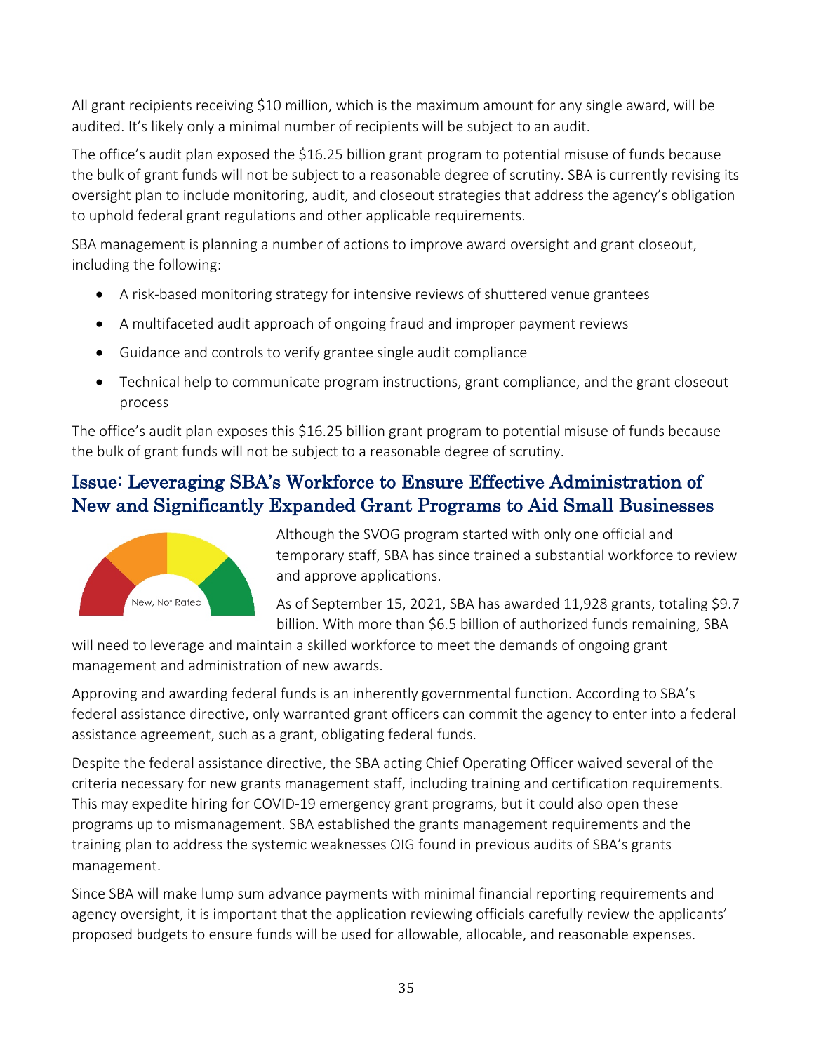All grant recipients receiving $10 million, which is the maximum amount for any single award, will be audited. It's likely only a minimal number of recipients will be subject to an audit.

The office's audit plan exposed the $16.25 billion grant program to potential misuse of funds because the bulk of grant funds will not be subject to a reasonable degree of scrutiny. SBA is currently revising its oversight plan to include monitoring, audit, and closeout strategies that address the agency's obligation to uphold federal grant regulations and other applicable requirements.

SBA management is planning a number of actions to improve award oversight and grant closeout, including the following:

- A risk-based monitoring strategy for intensive reviews of shuttered venue grantees
- A multifaceted audit approach of ongoing fraud and improper payment reviews
- Guidance and controls to verify grantee single audit compliance
- Technical help to communicate program instructions, grant compliance, and the grant closeout process

The office's audit plan exposes this $16.25 billion grant program to potential misuse of funds because the bulk of grant funds will not be subject to a reasonable degree of scrutiny.

## Issue: Leveraging SBA's Workforce to Ensure Effective Administration of New and Significantly Expanded Grant Programs to Aid Small Businesses

New, Not Rated

Although the SVOG program started with only one official and temporary staff, SBA has since trained a substantial workforce to review and approve applications.

As of September 15, 2021, SBA has awarded 11,928 grants, totaling $9.7 billion. With more than $6.5 billion of authorized funds remaining, SBA will need to leverage and maintain a skilled workforce to meet the demands of ongoing grant management and administration of new awards.

Approving and awarding federal funds is an inherently governmental function. According to SBA's federal assistance directive, only warranted grant officers can commit the agency to enter into a federal assistance agreement, such as a grant, obligating federal funds.

Despite the federal assistance directive, the SBA acting Chief Operating Officer waived several of the criteria necessary for new grants management staff, including training and certification requirements. This may expedite hiring for COVID-19 emergency grant programs, but it could also open these programs up to mismanagement. SBA established the grants management requirements and the training plan to address the systemic weaknesses OIG found in previous audits of SBA's grants management.

Since SBA will make lump sum advance payments with minimal financial reporting requirements and agency oversight, it is important that the application reviewing officials carefully review the applicants' proposed budgets to ensure funds will be used for allowable, allocable, and reasonable expenses.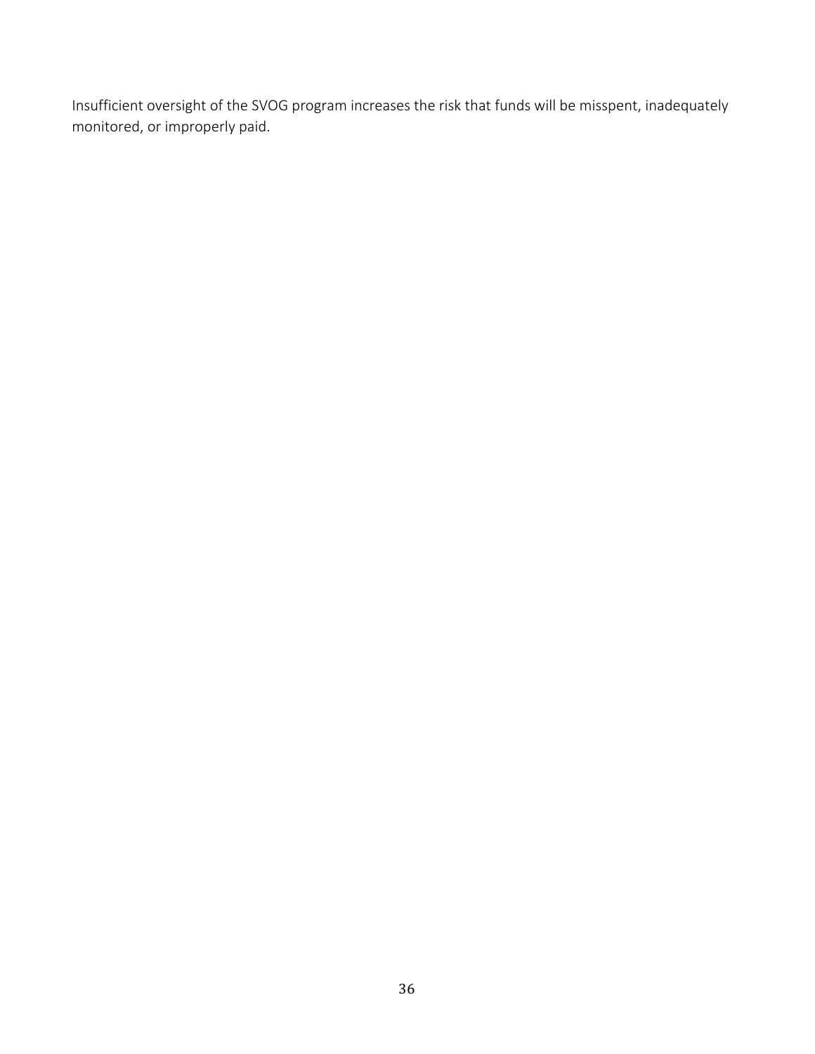Insufficient oversight of the SVOG program increases the risk that funds will be misspent, inadequately monitored, or improperly paid.